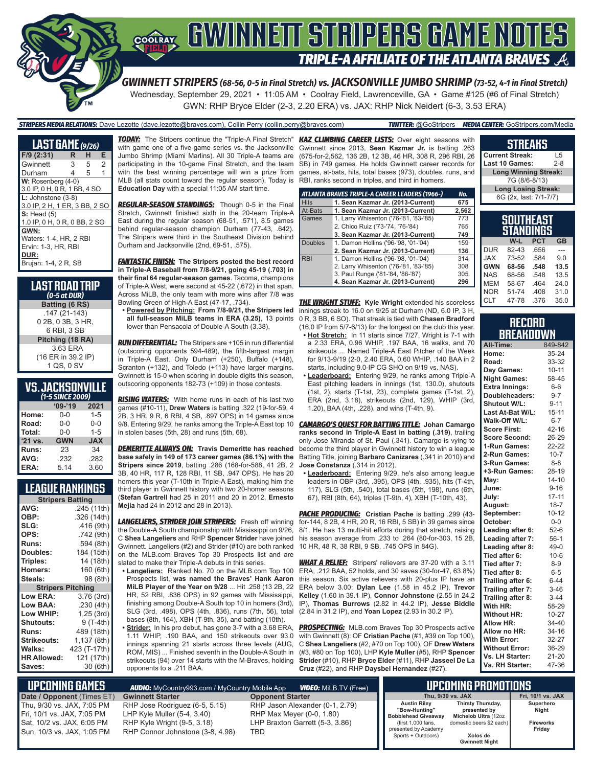# GWINNETT STRIPERS GAME NOTES

## TRIPLE-A AFFILIATE OF THE ATLANTA BRAVES

### GWINNETT STRIPERS (68-56, 0-5 in Final Stretch) vs. JACKSONVILLE JUMBO SHRIMP (73-52, 4-1 in Final Stretch)

Wednesday, September 29, 2021 • 11:05 AM • Coolray Field, Lawrenceville, GA • Game #125 (#6 of Final Stretch)

GWN: RHP Bryce Elder (2-3, 2.20 ERA) vs. JAX: RHP Nick Neidert (6-3, 3.53 ERA)

**STRIPERS MEDIA RELATIONS:** Dave Lezotte (dave.lezotte@braves.com), Collin Perry (collin.perry@braves.com) **TWITTER:** @GoStripers **MEDIA CENTER:** GoStripers.com/Media

## LAST GAME (9/26)

| F/9 (2:31) | R | H | E |
|---|---|---|---|
| Gwinnett | 3 | 5 | 2 |
| Durham | 4 | 5 | 1 |

**W:** Rosenberg (4-0)
3.0 IP, 0 H, 0 R, 1 BB, 4 SO

**L:** Johnstone (3-8)
3.0 IP, 2 H, 1 ER, 3 BB, 2 SO

**S:** Head (5)
1.0 IP, 0 H, 0 R, 0 BB, 2 SO

**GWN:**
Waters: 1-4, HR, 2 RBI
Ervin: 1-3, HR, RBI

**DUR:**
Brujan: 1-4, 2 R, SB

## LAST ROAD TRIP
*(0-5 at DUR)*

**Batting (6 RS)**
.147 (21-143)
0 2B, 0 3B, 3 HR,
6 RBI, 3 SB

**Pitching (18 RA)**
3.63 ERA
(16 ER in 39.2 IP)
1 QS, 0 SV

## VS. JACKSONVILLE
*(1-5 SINCE 2009)*

| | '09-'19 | 2021 |
|---|---|---|
| Home: | 0-0 | 1-5 |
| Road: | 0-0 | 0-0 |
| Total: | 0-0 | 1-5 |
| '21 vs. | GWN | JAX |
| Runs: | 23 | 34 |
| AVG: | .232 | .282 |
| ERA: | 5.14 | 3.60 |

## LEAGUE RANKINGS

| Stripers Batting | |
|---|---|
| AVG: | .245 (11th) |
| OBP: | .326 (14th) |
| SLG: | .416 (9th) |
| OPS: | .742 (9th) |
| Runs: | 594 (8th) |
| Doubles: | 184 (15th) |
| Triples: | 14 (18th) |
| Homers: | 160 (6th) |
| Steals: | 98 (8th) |
| **Stripers Pitching** | |
| Low ERA: | 3.76 (3rd) |
| Low BAA: | .230 (4th) |
| Low WHIP: | 1.25 (3rd) |
| Shutouts: | 9 (T-4th) |
| Runs: | 489 (18th) |
| Strikeouts: | 1,137 (8th) |
| Walks: | 423 (T-17th) |
| HR Allowed: | 121 (17th) |
| Saves: | 30 (6th) |

***TODAY:*** The Stripers continue the "Triple-A Final Stretch" with game one of a five-game series vs. the Jacksonville Jumbo Shrimp (Miami Marlins). All 30 Triple-A teams are participating in the 10-game Final Stretch, and the team with the best winning percentage will win a prize from MLB (all stats count toward the regular season). Today is **Education Day** with a special 11:05 AM start time.

***REGULAR-SEASON STANDINGS:*** Though 0-5 in the Final Stretch, Gwinnett finished sixth in the 20-team Triple-A East during the regular season (68-51, .571), 8.5 games behind regular-season champion Durham (77-43, .642). The Stripers were third in the Southeast Division behind Durham and Jacksonville (2nd, 69-51, .575).

***FANTASTIC FINISH:*** **The Stripers posted the best record in Triple-A Baseball from 7/8-9/21, going 45-19 (.703) in their final 64 regular-season games.** Tacoma, champions of Triple-A West, were second at 45-22 (.672) in that span. Across MiLB, the only team with more wins after 7/8 was Bowling Green of High-A East (47-17, .734).

- **Powered by Pitching: From 7/8-9/21, the Stripers led all full-season MiLB teams in ERA (3.25)**, 13 points lower than Pensacola of Double-A South (3.38).

***RUN DIFFERENTIAL:*** The Stripers are +105 in run differential (outscoring opponents 594-489), the fifth-largest margin in Triple-A East. Only Durham (+250), Buffalo (+148), Scranton (+132), and Toledo (+113) have larger margins. Gwinnett is 15-0 when scoring in double digits this season, outscoring opponents 182-73 (+109) in those contests.

***RISING WATERS:*** With home runs in each of his last two games (#10-11), **Drew Waters** is batting .322 (19-for-59, 4 2B, 3 HR, 9 R, 6 RBI, 4 SB, .897 OPS) in 14 games since 9/8. Entering 9/29, he ranks among the Triple-A East top 10 in stolen bases (5th, 28) and runs (5th, 68).

***DEMERITTE ALWAYS ON:*** **Travis Demeritte has reached base safely in 149 of 173 career games (86.1%) with the Stripers since 2019**, batting .286 (168-for-588, 41 2B, 2 3B, 40 HR, 117 R, 128 RBI, 11 SB, .947 OPS). He has 20 homers this year (T-10th in Triple-A East), making him the third player in Gwinnett history with two 20-homer seasons (**Stefan Gartrell** had 25 in 2011 and 20 in 2012, **Ernesto Mejia** had 24 in 2012 and 28 in 2013).

***LANGELIERS, STRIDER JOIN STRIPERS:*** Fresh off winning the Double-A South championship with Mississippi on 9/26, C **Shea Langeliers** and RHP **Spencer Strider** have joined Gwinnett. Langeliers (#2) and Strider (#10) are both ranked on the MLB.com Braves Top 30 Prospects list and are slated to make their Triple-A debuts in this series.

- **Langeliers:** Ranked No. 70 on the MLB.com Top 100 Prospects list, **was named the Braves' Hank Aaron MiLB Player of the Year on 9/28** ... Hit .258 (13 2B, 22 HR, 52 RBI, .836 OPS) in 92 games with Mississippi, finishing among Double-A South top 10 in homers (3rd), SLG (3rd, .498), OPS (4th, .836), runs (7th, 56), total bases (8th, 164), XBH (T-9th, 35), and batting (10th).
- **Strider:** In his pro debut, has gone 3-7 with a 3.68 ERA, 1.11 WHIP, .190 BAA, and 150 strikeouts over 93.0 innings spanning 21 starts across three levels (AUG, ROM, MIS) ... Finished seventh in the Double-A South in strikeouts (94) over 14 starts with the M-Braves, holding opponents to a .211 BAA.

***KAZ CLIMBING CAREER LISTS:*** Over eight seasons with Gwinnett since 2013, **Sean Kazmar Jr.** is batting .263 (675-for-2,562, 136 2B, 12 3B, 46 HR, 308 R, 296 RBI, 26 SB) in 749 games. He holds Gwinnett career records for games, at-bats, hits, total bases (973), doubles, runs, and RBI, ranks second in triples, and third in homers.

| ATLANTA BRAVES TRIPLE-A CAREER LEADERS (1966-) | | No. |
|---|---|---|
| Hits | **1. Sean Kazmar Jr. (2013-Current)** | **675** |
| At-Bats | **1. Sean Kazmar Jr. (2013-Current)** | **2,562** |
| Games | 1. Larry Whisenton ('76-'81, '83-'85) | 773 |
| | 2. Chico Ruiz ('73-'74, '76-'84) | 765 |
| | **3. Sean Kazmar Jr. (2013-Current)** | **749** |
| Doubles | 1. Damon Hollins ('96-'98, '01-'04) | 159 |
| | **2. Sean Kazmar Jr. (2013-Current)** | **136** |
| RBI | 1. Damon Hollins ('96-'98, '01-'04) | 314 |
| | 2. Larry Whisenton ('76-'81, '83-'85) | 308 |
| | 3. Paul Runge ('81-'84, '86-'87) | 305 |
| | **4. Sean Kazmar Jr. (2013-Current)** | **296** |

***THE WRIGHT STUFF:*** **Kyle Wright** extended his scoreless innings streak to 16.0 on 9/25 at Durham (ND, 6.0 IP, 3 H, 0 R, 3 BB, 6 SO). That streak is tied with **Chasen Bradford** (16.0 IP from 5/7-6/13) for the longest on the club this year.

- **Hot Stretch:** In 11 starts since 7/27, Wright is 7-1 with a 2.33 ERA, 0.96 WHIP, .197 BAA, 16 walks, and 70 strikeouts ... Named Triple-A East Pitcher of the Week for 9/13-9/19 (2-0, 2.40 ERA, 0.60 WHIP, .140 BAA in 2 starts, including 9.0-IP CG SHO on 9/19 vs. NAS).
- **Leaderboard:** Entering 9/29, he ranks among Triple-A East pitching leaders in innings (1st, 130.0), shutouts (1st, 2), starts (T-1st, 23), complete games (T-1st, 2), ERA (2nd, 3.18), strikeouts (2nd, 129), WHIP (3rd, 1.20), BAA (4th, .228), and wins (T-4th, 9).

***CAMARGO'S QUEST FOR BATTING TITLE:*** **Johan Camargo ranks second in Triple-A East in batting (.319)**, trailing only Jose Miranda of St. Paul (.341). Camargo is vying to become the third player in Gwinnett history to win a league Batting Title, joining **Barbaro Canizares** (.341 in 2010) and **Jose Constanza** (.314 in 2012).

- **Leaderboard:** Entering 9/29, he's also among league leaders in OBP (3rd, .395), OPS (4th, .935), hits (T-4th, 117), SLG (5th, .540), total bases (5th, 198), runs (6th, 67), RBI (8th, 64), triples (T-9th, 4), XBH (T-10th, 43).

***PACHE PRODUCING:*** **Cristian Pache** is batting .299 (43-for-144, 8 2B, 4 HR, 20 R, 16 RBI, 5 SB) in 39 games since 8/1. He has 13 multi-hit efforts during that stretch, raising his season average from .233 to .264 (80-for-303, 15 2B, 10 HR, 48 R, 38 RBI, 9 SB, .745 OPS in 84G).

***WHAT A RELIEF:*** Stripers' relievers are 37-20 with a 3.11 ERA, .212 BAA, 52 holds, and 30 saves (30-for-47, 63.8%) this season. Six active relievers with 20-plus IP have an ERA below 3.00: **Dylan Lee** (1.58 in 45.2 IP), **Trevor Kelley** (1.60 in 39.1 IP), **Connor Johnstone** (2.55 in 24.2 IP), **Thomas Burrows** (2.82 in 44.2 IP), **Jesse Biddle** (2.84 in 31.2 IP), and **Yoan Lopez** (2.93 in 30.2 IP).

***PROSPECTING:*** MLB.com Braves Top 30 Prospects active with Gwinnett (8): OF **Cristian Pache** (#1, #39 on Top 100), C **Shea Langeliers** (#2, #70 on Top 100), OF **Drew Waters** (#3, #80 on Top 100), LHP **Kyle Muller** (#5), RHP **Spencer Strider** (#10), RHP **Bryce Elder** (#11), RHP **Jasseel De La Cruz** (#22), and RHP **Daysbel Hernandez** (#27).

## STREAKS

| | |
|---|---|
| Current Streak: | L5 |
| Last 10 Games: | 2-8 |
| **Long Winning Streak:** | |
| 7G (8/6-8/13) | |
| **Long Losing Streak:** | |
| 6G (2x, last: 7/1-7/7) | |

## SOUTHEAST STANDINGS

| | W-L | PCT | GB |
|---|---|---|---|
| DUR | 82-43 | .656 | --- |
| JAX | 73-52 | .584 | 9.0 |
| **GWN** | **68-56** | **.548** | **13.5** |
| NAS | 68-56 | .548 | 13.5 |
| MEM | 58-67 | .464 | 24.0 |
| NOR | 51-74 | .408 | 31.0 |
| CLT | 47-78 | .376 | 35.0 |

## RECORD BREAKDOWN

| | |
|---|---|
| All-Time: | 849-842 |
| Home: | 35-24 |
| Road: | 33-32 |
| Day Games: | 10-11 |
| Night Games: | 58-45 |
| Extra Innings: | 6-6 |
| Doubleheaders: | 9-7 |
| Shutout W/L: | 9-11 |
| Last At-Bat W/L: | 15-11 |
| Walk-Off W/L: | 6-7 |
| Score First: | 42-16 |
| Score Second: | 26-29 |
| 1-Run Games: | 22-22 |
| 2-Run Games: | 10-7 |
| 3-Run Games: | 8-8 |
| +3-Run Games: | 28-19 |
| May: | 14-10 |
| June: | 9-16 |
| July: | 17-11 |
| August: | 18-7 |
| September: | 10-12 |
| October: | 0-0 |
| Leading after 6: | 52-6 |
| Leading after 7: | 56-1 |
| Leading after 8: | 49-0 |
| Tied after 6: | 10-6 |
| Tied after 7: | 8-9 |
| Tied after 8: | 6-5 |
| Trailing after 6: | 6-44 |
| Trailing after 7: | 3-46 |
| Trailing after 8: | 3-44 |
| With HR: | 58-29 |
| Without HR: | 10-27 |
| Allow HR: | 34-40 |
| Allow no HR: | 34-16 |
| With Error: | 32-27 |
| Without Error: | 36-29 |
| Vs. LH Starter: | 21-20 |
| Vs. RH Starter: | 47-36 |

## UPCOMING GAMES

**AUDIO:** MyCountry993.com / MyCountry Mobile App **VIDEO:** MiLB.TV (Free)

| Date / Opponent (Times ET) | Gwinnett Starter | Opponent Starter |
|---|---|---|
| Thu, 9/30 vs. JAX, 7:05 PM | RHP Jose Rodriguez (6-5, 5.15) | RHP Jason Alexander (0-1, 2.79) |
| Fri, 10/1 vs. JAX, 7:05 PM | LHP Kyle Muller (5-4, 3.40) | RHP Max Meyer (0-0, 1.80) |
| Sat, 10/2 vs. JAX, 6:05 PM | RHP Kyle Wright (9-5, 3.18) | LHP Braxton Garrett (5-3, 3.86) |
| Sun, 10/3 vs. JAX, 1:05 PM | RHP Connor Johnstone (3-8, 4.98) | TBD |

## UPCOMING PROMOTIONS

| Thu, 9/30 vs. JAX | | Fri, 10/1 vs. JAX |
|---|---|---|
| **Austin Riley "Bow-Hunting" Bobblehead Giveaway** (first 1,000 fans, presented by Academy Sports + Outdoors) | **Thirsty Thursday,** presented by **Michelob Ultra** (12oz domestic beers $2 each) **Xolos de Gwinnett Night** | **Superhero Night** **Fireworks Friday** |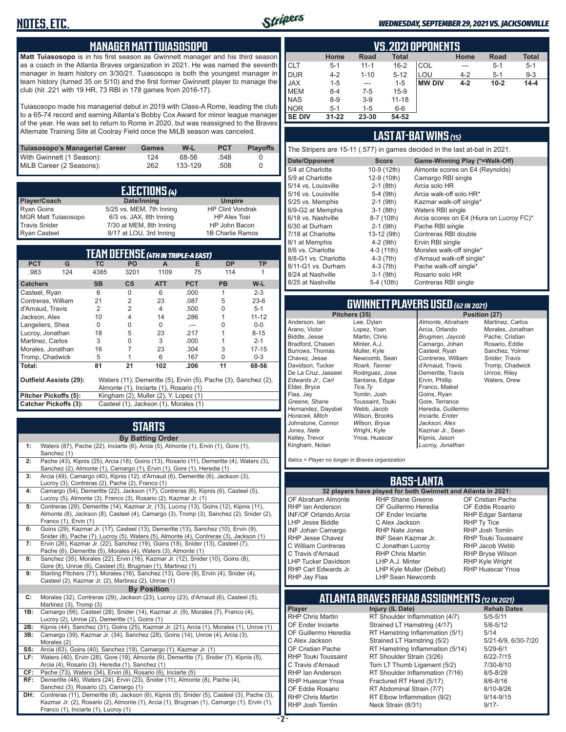# NOTES, ETC.

*WEDNESDAY, SEPTEMBER 29, 2021 VS. JACKSONVILLE*

## MANAGER MATT TUIASOSOPO

**Matt Tuiasosopo** is in his first season as Gwinnett manager and his third season as a coach in the Atlanta Braves organization in 2021. He was named the seventh manager in team history on 3/30/21. Tuiasosopo is both the youngest manager in team history (turned 35 on 5/10) and the first former Gwinnett player to manage the club (hit .221 with 19 HR, 73 RBI in 178 games from 2016-17).

Tuiasosopo made his managerial debut in 2019 with Class-A Rome, leading the club to a 65-74 record and earning Atlanta's Bobby Cox Award for minor league manager of the year. He was set to return to Rome in 2020, but was reassigned to the Braves Alternate Training Site at Coolray Field once the MiLB season was canceled.

| Tuiasosopo's Managerial Career | Games | W-L | PCT | Playoffs |
|---|---|---|---|---|
| With Gwinnett (1 Season): | 124 | 68-56 | .548 | 0 |
| MiLB Career (2 Seasons): | 262 | 133-129 | .508 | 0 |

## EJECTIONS (4)

| Player/Coach | Date/Inning | Umpire |
|---|---|---|
| Ryan Goins | 5/25 vs. MEM, 7th Inning | HP Clint Vondrak |
| MGR Matt Tuiasosopo | 6/3 vs. JAX, 8th Inning | HP Alex Tosi |
| Travis Snider | 7/30 at MEM, 8th Inning | HP John Bacon |
| Ryan Casteel | 8/17 at LOU, 3rd Inning | 1B Charlie Ramos |

## TEAM DEFENSE (4TH IN TRIPLE-A EAST)

| PCT | G | TC | PO | A | E | DP | TP |
|---|---|---|---|---|---|---|---|
| .983 | 124 | 4385 | 3201 | 1109 | 75 | 114 | 1 |

| Catchers | SB | CS | ATT | PCT | PB | W-L |
|---|---|---|---|---|---|---|
| Casteel, Ryan | 6 | 0 | 6 | .000 | 1 | 2-3 |
| Contreras, William | 21 | 2 | 23 | .087 | 5 | 23-6 |
| d'Arnaud, Travis | 2 | 2 | 4 | .500 | 0 | 5-1 |
| Jackson, Alex | 10 | 4 | 14 | .286 | 1 | 11-12 |
| Langeliers, Shea | 0 | 0 | 0 | .--- | 0 | 0-0 |
| Lucroy, Jonathan | 18 | 5 | 23 | .217 | 1 | 8-15 |
| Martinez, Carlos | 3 | 0 | 3 | .000 | 1 | 2-1 |
| Morales, Jonathan | 16 | 7 | 23 | .304 | 3 | 17-15 |
| Tromp, Chadwick | 5 | 1 | 6 | .167 | 0 | 0-3 |
| **Total:** | 81 | 21 | 102 | .206 | 11 | 68-56 |

**Outfield Assists (29):** Waters (11), Demeritte (5), Ervin (5), Pache (3), Sanchez (2), Almonte (1), Inciarte (1), Rosario (1)

**Pitcher Pickoffs (5):** Kingham (2), Muller (2), Y. Lopez (1)

**Catcher Pickoffs (3):** Casteel (1), Jackson (1), Morales (1)

## STARTS

### By Batting Order

**1:** Waters (87), Pache (22), Inciarte (6), Arcia (5), Almonte (1), Ervin (1), Gore (1), Sanchez (1)

**2:** Pache (43), Kipnis (25), Arcia (18), Goins (13), Rosario (11), Demeritte (4), Waters (3), Sanchez (2), Almonte (1), Camargo (1), Ervin (1), Gore (1), Heredia (1)

**3:** Arcia (49), Camargo (40), Kipnis (12), d'Arnaud (6), Demeritte (6), Jackson (3), Lucroy (3), Contreras (2), Pache (2), Franco (1)

**4:** Camargo (54), Demeritte (22), Jackson (17), Contreras (6), Kipnis (6), Casteel (5), Lucroy (5), Almonte (3), Franco (3), Rosario (2), Kazmar Jr. (1)

**5:** Contreras (29), Demeritte (14), Kazmar Jr. (13), Lucroy (13), Goins (12), Kipnis (11), Almonte (8), Jackson (8), Casteel (4), Camargo (3), Tromp (3), Sanchez (2), Snider (2), Franco (1), Ervin (1)

**6:** Goins (29), Kazmar Jr. (17), Casteel (13), Demeritte (13), Sanchez (10), Ervin (9), Snider (8), Pache (7), Lucroy (5), Waters (5), Almonte (4), Contreras (3), Jackson (1)

**7:** Ervin (26), Kazmar Jr. (22), Sanchez (19), Goins (18), Snider (13), Casteel (7), Pache (6), Demeritte (5), Morales (4), Waters (3), Almonte (1)

**8:** Sanchez (35), Morales (22), Ervin (16), Kazmar Jr. (12), Snider (10), Goins (8), Gore (8), Unroe (6), Casteel (5), Brugman (1), Martinez (1)

**9:** Starting Pitchers (71), Morales (16), Sanchez (13), Gore (9), Ervin (4), Snider (4), Casteel (2), Kazmar Jr. (2), Martinez (2), Unroe (1)

### By Position

**C:** Morales (32), Contreras (29), Jackson (23), Lucroy (23), d'Arnaud (6), Casteel (5), Martinez (3), Tromp (3)

**1B:** Camargo (56), Casteel (28), Snider (14), Kazmar Jr. (9), Morales (7), Franco (4), Lucroy (2), Unroe (2), Demeritte (1), Goins (1)

**2B:** Kipnis (44), Sanchez (31), Goins (25), Kazmar Jr. (21), Arcia (1), Morales (1), Unroe (1)

**3B:** Camargo (39), Kazmar Jr. (34), Sanchez (28), Goins (14), Unroe (4), Arcia (3), Morales (2)

**SS:** Arcia (63), Goins (40), Sanchez (19), Camargo (1), Kazmar Jr. (1)

**LF:** Waters (40), Ervin (28), Gore (19), Almonte (9), Demeritte (7), Snider (7), Kipnis (5), Arcia (4), Rosario (4), Heredia (1), Sanchez (1)

**CF:** Pache (73), Waters (34), Ervin (6), Rosario (6), Inciarte (5)

**RF:** Demeritte (48), Waters (24), Ervin (23), Snider (11), Almonte (8), Pache (4), Sanchez (3), Rosario (2), Camargo (1)

**DH:** Contreras (11), Demeritte (8), Jackson (6), Kipnis (5), Snider (5), Casteel (3), Pache (3), Kazmar Jr. (2), Rosario (2), Almonte (1), Arcia (1), Brugman (1), Camargo (1), Ervin (1), Franco (1), Inciarte (1), Lucroy (1)

## VS. 2021 OPPONENTS

| | Home | Road | Total |
|---|---|---|---|
| CLT | 5-1 | 11-1 | 16-2 |
| DUR | 4-2 | 1-10 | 5-12 |
| JAX | 1-5 | --- | 1-5 |
| MEM | 8-4 | 7-5 | 15-9 |
| NAS | 8-9 | 3-9 | 11-18 |
| NOR | 5-1 | 1-5 | 6-6 |
| **SE DIV** | **31-22** | **23-30** | **54-52** |

| | Home | Road | Total |
|---|---|---|---|
| COL | --- | 5-1 | 5-1 |
| LOU | 4-2 | 5-1 | 9-3 |
| **MW DIV** | **4-2** | **10-2** | **14-4** |

## LAST AT-BAT WINS (15)

The Stripers are 15-11 (.577) in games decided in the last at-bat in 2021.

| Date/Opponent | Score | Game-Winning Play (*=Walk-Off) |
|---|---|---|
| 5/4 at Charlotte | 10-9 (12th) | Almonte scores on E4 (Reynolds) |
| 5/9 at Charlotte | 12-9 (10th) | Camargo RBI single |
| 5/14 vs. Louisville | 2-1 (8th) | Arcia solo HR |
| 5/16 vs. Louisville | 5-4 (9th) | Arcia walk-off solo HR* |
| 5/25 vs. Memphis | 2-1 (9th) | Kazmar walk-off single* |
| 6/9-G2 at Memphis | 3-1 (8th) | Waters RBI single |
| 6/18 vs. Nashville | 8-7 (10th) | Arcia scores on E4 (Hiura on Lucroy FC)* |
| 6/30 at Durham | 2-1 (9th) | Pache RBI single |
| 7/18 at Charlotte | 13-12 (9th) | Contreras RBI double |
| 8/1 at Memphis | 4-2 (9th) | Ervin RBI single |
| 8/6 vs. Charlotte | 4-3 (11th) | Morales walk-off single* |
| 8/8-G1 vs. Charlotte | 4-3 (7th) | d'Arnaud walk-off single* |
| 8/11-G1 vs. Durham | 4-3 (7th) | Pache walk-off single* |
| 8/24 at Nashville | 3-1 (9th) | Rosario solo HR |
| 8/25 at Nashville | 5-4 (10th) | Contreras RBI single |

## GWINNETT PLAYERS USED (62 IN 2021)

**Pitchers (35)**

Anderson, Ian
Arano, Victor
Biddle, Jesse
Bradford, Chasen
Burrows, Thomas
Chavez, Jesse
Davidson, Tucker
De La Cruz, Jasseel
*Edwards Jr., Carl*
Elder, Bryce
Flaa, Jay
*Greene, Shane*
Hernandez, Daysbel
*Horacek, Mitch*
Johnstone, Connor
*Jones, Nate*
Kelley, Trevor
Kingham, Nolan
Lee, Dylan
Lopez, Yoan
Martin, Chris
Minter, A.J.
Muller, Kyle
Newcomb, Sean
*Roark, Tanner*
Rodriguez, Jose
Santana, Edgar
*Tice, Ty*
Tomlin, Josh
Toussaint, Touki
Webb, Jacob
Wilson, Brooks
*Wilson, Bryse*
Wright, Kyle
Ynoa, Huascar

**Position (27)**

*Almonte, Abraham*
Arcia, Orlando
*Brugman, Jaycob*
Camargo, Johan
Casteel, Ryan
Contreras, William
d'Arnaud, Travis
Demeritte, Travis
Ervin, Phillip
Franco, Maikel
Goins, Ryan
Gore, Terrance
Heredia, Guillermo
*Inciarte, Ender*
*Jackson, Alex*
Kazmar Jr., Sean
Kipnis, Jason
*Lucroy, Jonathan*
Martinez, Carlos
Morales, Jonathan
Pache, Cristian
Rosario, Eddie
Sanchez, Yolmer
*Snider, Travis*
Tromp, Chadwick
Unroe, Riley
Waters, Drew

*Italics = Player no longer in Braves organization*

## BASS-LANTA

**32 players have played for both Gwinnett and Atlanta in 2021:**

OF Abraham Almonte
RHP Ian Anderson
INF/OF Orlando Arcia
LHP Jesse Biddle
INF Johan Camargo
RHP Jesse Chavez
C William Contreras
C Travis d'Arnaud
LHP Tucker Davidson
RHP Carl Edwards Jr.
RHP Jay Flaa
RHP Shane Greene
OF Guillermo Heredia
OF Ender Inciarte
C Alex Jackson
RHP Nate Jones
INF Sean Kazmar Jr.
C Jonathan Lucroy
RHP Chris Martin
LHP A.J. Minter
LHP Kyle Muller (Debut)
LHP Sean Newcomb
OF Cristian Pache
OF Eddie Rosario
RHP Edgar Santana
RHP Ty Tice
RHP Josh Tomlin
RHP Touki Toussaint
RHP Jacob Webb
RHP Bryse Wilson
RHP Kyle Wright
RHP Huascar Ynoa

## ATLANTA BRAVES REHAB ASSIGNMENTS (12 IN 2021)

| Player | Injury (IL Date) | Rehab Dates |
|---|---|---|
| RHP Chris Martin | RT Shoulder Inflammation (4/7) | 5/5-5/11 |
| OF Ender Inciarte | Strained LT Hamstring (4/17) | 5/6-5/12 |
| OF Guillermo Heredia | RT Hamstring Inflammation (5/1) | 5/14 |
| C Alex Jackson | Strained LT Hamstring (5/2) | 5/21-6/9, 6/30-7/20 |
| OF Cristian Pache | RT Hamstring Inflammation (5/14) | 5/29-6/1 |
| RHP Touki Toussaint | RT Shoulder Strain (3/26) | 6/22-7/15 |
| C Travis d'Arnaud | Torn LT Thumb Ligament (5/2) | 7/30-8/10 |
| RHP Ian Anderson | RT Shoulder Inflammation (7/16) | 8/5-8/28 |
| RHP Huascar Ynoa | Fractured RT Hand (5/17) | 8/6-8/16 |
| OF Eddie Rosario | RT Abdominal Strain (7/7) | 8/10-8/26 |
| RHP Chris Martin | RT Elbow Inflammation (9/2) | 9/14-9/15 |
| RHP Josh Tomlin | Neck Strain (8/31) | 9/17- |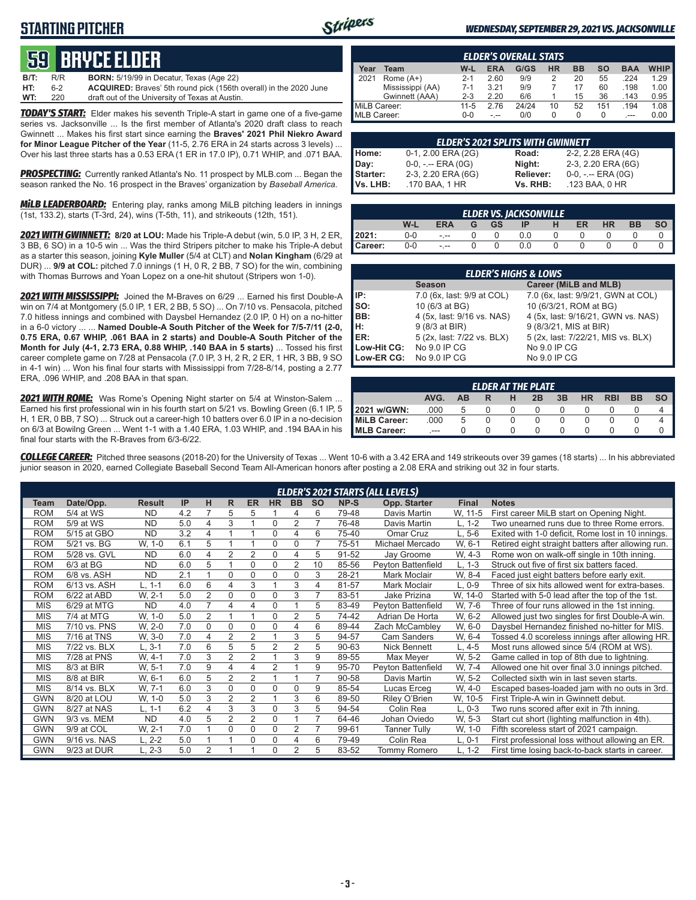# STARTING PITCHER

**WEDNESDAY, SEPTEMBER 29, 2021 VS. JACKSONVILLE**

## 59 BRYCE ELDER

| | | | |
|---|---|---|---|
| **B/T:** | R/R | **BORN:** | 5/19/99 in Decatur, Texas (Age 22) |
| **HT:** | 6-2 | **ACQUIRED:** | Braves' 5th round pick (156th overall) in the 2020 June |
| **WT:** | 220 | | draft out of the University of Texas at Austin. |

***TODAY'S START:*** Elder makes his seventh Triple-A start in game one of a five-game series vs. Jacksonville ... Is the first member of Atlanta's 2020 draft class to reach Gwinnett ... Makes his first start since earning the **Braves' 2021 Phil Niekro Award for Minor League Pitcher of the Year** (11-5, 2.76 ERA in 24 starts across 3 levels) ... Over his last three starts has a 0.53 ERA (1 ER in 17.0 IP), 0.71 WHIP, and .071 BAA.

***PROSPECTING:*** Currently ranked Atlanta's No. 11 prospect by MLB.com ... Began the season ranked the No. 16 prospect in the Braves' organization by *Baseball America*.

***MiLB LEADERBOARD:*** Entering play, ranks among MiLB pitching leaders in innings (1st, 133.2), starts (T-3rd, 24), wins (T-5th, 11), and strikeouts (12th, 151).

***2021 WITH GWINNETT:*** **8/20 at LOU:** Made his Triple-A debut (win, 5.0 IP, 3 H, 2 ER, 3 BB, 6 SO) in a 10-5 win ... Was the third Stripers pitcher to make his Triple-A debut as a starter this season, joining **Kyle Muller** (5/4 at CLT) and **Nolan Kingham** (6/29 at DUR) ... **9/9 at COL:** pitched 7.0 innings (1 H, 0 R, 2 BB, 7 SO) for the win, combining with Thomas Burrows and Yoan Lopez on a one-hit shutout (Stripers won 1-0).

***2021 WITH MISSISSIPPI:*** Joined the M-Braves on 6/29 ... Earned his first Double-A win on 7/4 at Montgomery (5.0 IP, 1 ER, 2 BB, 5 SO) ... On 7/10 vs. Pensacola, pitched 7.0 hitless innings and combined with Daysbel Hernandez (2.0 IP, 0 H) on a no-hitter in a 6-0 victory ... ... **Named Double-A South Pitcher of the Week for 7/5-7/11 (2-0, 0.75 ERA, 0.67 WHIP, .061 BAA in 2 starts) and Double-A South Pitcher of the Month for July (4-1, 2.73 ERA, 0.88 WHIP, .140 BAA in 5 starts)** ... Tossed his first career complete game on 7/28 at Pensacola (7.0 IP, 3 H, 2 R, 2 ER, 1 HR, 3 BB, 9 SO in 4-1 win) ... Won his final four starts with Mississippi from 7/28-8/14, posting a 2.77 ERA, .096 WHIP, and .208 BAA in that span.

***2021 WITH ROME:*** Was Rome's Opening Night starter on 5/4 at Winston-Salem ... Earned his first professional win in his fourth start on 5/21 vs. Bowling Green (6.1 IP, 5 H, 1 ER, 0 BB, 7 SO) ... Struck out a career-high 10 batters over 6.0 IP in a no-decision on 6/3 at Bowling Green ... Went 1-1 with a 1.40 ERA, 1.03 WHIP, and .194 BAA in his final four starts with the R-Braves from 6/3-6/22.

| ELDER'S OVERALL STATS | | | | | | | | | |
|---|---|---|---|---|---|---|---|---|---|
| **Year** | **Team** | **W-L** | **ERA** | **G/GS** | **HR** | **BB** | **SO** | **BAA** | **WHIP** |
| 2021 | Rome (A+) | 2-1 | 2.60 | 9/9 | 2 | 20 | 55 | .224 | 1.29 |
| | Mississippi (AA) | 7-1 | 3.21 | 9/9 | 7 | 17 | 60 | .198 | 1.00 |
| | Gwinnett (AAA) | 2-3 | 2.20 | 6/6 | 1 | 15 | 36 | .143 | 0.95 |
| MiLB Career: | | 11-5 | 2.76 | 24/24 | 10 | 52 | 151 | .194 | 1.08 |
| MLB Career: | | 0-0 | -.-- | 0/0 | 0 | 0 | 0 | .--- | 0.00 |

| ELDER'S 2021 SPLITS WITH GWINNETT | | | |
|---|---|---|---|
| **Home:** | 0-1, 2.00 ERA (2G) | **Road:** | 2-2, 2.28 ERA (4G) |
| **Day:** | 0-0, -.-- ERA (0G) | **Night:** | 2-3, 2.20 ERA (6G) |
| **Starter:** | 2-3, 2.20 ERA (6G) | **Reliever:** | 0-0, -.-- ERA (0G) |
| **Vs. LHB:** | .170 BAA, 1 HR | **Vs. RHB:** | .123 BAA, 0 HR |

| ELDER VS. JACKSONVILLE | | | | | | | | | | |
|---|---|---|---|---|---|---|---|---|---|---|
| | **W-L** | **ERA** | **G** | **GS** | **IP** | **H** | **ER** | **HR** | **BB** | **SO** |
| **2021:** | 0-0 | -.-- | 0 | 0 | 0.0 | 0 | 0 | 0 | 0 | 0 |
| **Career:** | 0-0 | -.-- | 0 | 0 | 0.0 | 0 | 0 | 0 | 0 | 0 |

| ELDER'S HIGHS & LOWS | | |
|---|---|---|
| | **Season** | **Career (MiLB and MLB)** |
| **IP:** | 7.0 (6x, last: 9/9 at COL) | 7.0 (6x, last: 9/9/21, GWN at COL) |
| **SO:** | 10 (6/3 at BG) | 10 (6/3/21, ROM at BG) |
| **BB:** | 4 (5x, last: 9/16 vs. NAS) | 4 (5x, last: 9/16/21, GWN vs. NAS) |
| **H:** | 9 (8/3 at BIR) | 9 (8/3/21, MIS at BIR) |
| **ER:** | 5 (2x, last: 7/22 vs. BLX) | 5 (2x, last: 7/22/21, MIS vs. BLX) |
| **Low-Hit CG:** | No 9.0 IP CG | No 9.0 IP CG |
| **Low-ER CG:** | No 9.0 IP CG | No 9.0 IP CG |

| ELDER AT THE PLATE | | | | | | | | | | |
|---|---|---|---|---|---|---|---|---|---|---|
| | **AVG.** | **AB** | **R** | **H** | **2B** | **3B** | **HR** | **RBI** | **BB** | **SO** |
| **2021 w/GWN:** | .000 | 5 | 0 | 0 | 0 | 0 | 0 | 0 | 0 | 4 |
| **MiLB Career:** | .000 | 5 | 0 | 0 | 0 | 0 | 0 | 0 | 0 | 4 |
| **MLB Career:** | .--- | 0 | 0 | 0 | 0 | 0 | 0 | 0 | 0 | 0 |

***COLLEGE CAREER:*** Pitched three seasons (2018-20) for the University of Texas ... Went 10-6 with a 3.42 ERA and 149 strikeouts over 39 games (18 starts) ... In his abbreviated junior season in 2020, earned Collegiate Baseball Second Team All-American honors after posting a 2.08 ERA and striking out 32 in four starts.

| ELDER'S 2021 STARTS (ALL LEVELS) | | | | | | | | | | | | | |
|---|---|---|---|---|---|---|---|---|---|---|---|---|---|
| **Team** | **Date/Opp.** | **Result** | **IP** | **H** | **R** | **ER** | **HR** | **BB** | **SO** | **NP-S** | **Opp. Starter** | **Final** | **Notes** |
| ROM | 5/4 at WS | ND | 4.2 | 7 | 5 | 5 | 1 | 4 | 6 | 79-48 | Davis Martin | W, 11-5 | First career MiLB start on Opening Night. |
| ROM | 5/9 at WS | ND | 5.0 | 4 | 3 | 1 | 0 | 2 | 7 | 76-48 | Davis Martin | L, 1-2 | Two unearned runs due to three Rome errors. |
| ROM | 5/15 at GBO | ND | 3.2 | 4 | 1 | 1 | 0 | 4 | 6 | 75-40 | Omar Cruz | L, 5-6 | Exited with 1-0 deficit, Rome lost in 10 innings. |
| ROM | 5/21 vs. BG | W, 1-0 | 6.1 | 5 | 1 | 1 | 0 | 0 | 7 | 75-51 | Michael Mercado | W, 6-1 | Retired eight straight batters after allowing run. |
| ROM | 5/28 vs. GVL | ND | 6.0 | 4 | 2 | 2 | 0 | 4 | 5 | 91-52 | Jay Groome | W, 4-3 | Rome won on walk-off single in 10th inning. |
| ROM | 6/3 at BG | ND | 6.0 | 5 | 1 | 0 | 0 | 2 | 10 | 85-56 | Peyton Battenfield | L, 1-3 | Struck out five of first six batters faced. |
| ROM | 6/8 vs. ASH | ND | 2.1 | 1 | 0 | 0 | 0 | 0 | 3 | 28-21 | Mark Moclair | W, 8-4 | Faced just eight batters before early exit. |
| ROM | 6/13 vs. ASH | L, 1-1 | 6.0 | 6 | 4 | 3 | 1 | 3 | 4 | 81-57 | Mark Moclair | L, 0-9 | Three of six hits allowed went for extra-bases. |
| ROM | 6/22 at ABD | W, 2-1 | 5.0 | 2 | 0 | 0 | 0 | 3 | 7 | 83-51 | Jake Prizina | W, 14-0 | Started with 5-0 lead after the top of the 1st. |
| MIS | 6/29 at MTG | ND | 4.0 | 7 | 4 | 4 | 0 | 1 | 5 | 83-49 | Peyton Battenfield | W, 7-6 | Three of four runs allowed in the 1st inning. |
| MIS | 7/4 at MTG | W, 1-0 | 5.0 | 2 | 1 | 1 | 0 | 2 | 5 | 74-42 | Adrian De Horta | W, 6-2 | Allowed just two singles for first Double-A win. |
| MIS | 7/10 vs. PNS | W, 2-0 | 7.0 | 0 | 0 | 0 | 0 | 4 | 6 | 89-44 | Zach McCambley | W, 6-0 | Daysbel Hernandez finished no-hitter for MIS. |
| MIS | 7/16 at TNS | W, 3-0 | 7.0 | 4 | 2 | 2 | 1 | 3 | 5 | 94-57 | Cam Sanders | W, 6-4 | Tossed 4.0 scoreless innings after allowing HR. |
| MIS | 7/22 vs. BLX | L, 3-1 | 7.0 | 6 | 5 | 5 | 2 | 2 | 5 | 90-63 | Nick Bennett | L, 4-5 | Most runs allowed since 5/4 (ROM at WS). |
| MIS | 7/28 at PNS | W, 4-1 | 7.0 | 3 | 2 | 2 | 1 | 3 | 9 | 89-55 | Max Meyer | W, 5-2 | Game called in top of 8th due to lightning. |
| MIS | 8/3 at BIR | W, 5-1 | 7.0 | 9 | 4 | 4 | 2 | 1 | 9 | 95-70 | Peyton Battenfield | W, 7-4 | Allowed one hit over final 3.0 innings pitched. |
| MIS | 8/8 at BIR | W, 6-1 | 6.0 | 5 | 2 | 2 | 1 | 1 | 7 | 90-58 | Davis Martin | W, 5-2 | Collected sixth win in last seven starts. |
| MIS | 8/14 vs. BLX | W, 7-1 | 6.0 | 3 | 0 | 0 | 0 | 0 | 9 | 85-54 | Lucas Erceg | W, 4-0 | Escaped bases-loaded jam with no outs in 3rd. |
| GWN | 8/20 at LOU | W, 1-0 | 5.0 | 3 | 2 | 2 | 1 | 3 | 6 | 89-50 | Riley O'Brien | W, 10-5 | First Triple-A win in Gwinnett debut. |
| GWN | 8/27 at NAS | L, 1-1 | 6.2 | 4 | 3 | 3 | 0 | 3 | 5 | 94-54 | Colin Rea | L, 0-3 | Two runs scored after exit in 7th inning. |
| GWN | 9/3 vs. MEM | ND | 4.0 | 5 | 2 | 2 | 0 | 1 | 7 | 64-46 | Johan Oviedo | W, 5-3 | Start cut short (lighting malfunction in 4th). |
| GWN | 9/9 at COL | W, 2-1 | 7.0 | 1 | 0 | 0 | 0 | 2 | 7 | 99-61 | Tanner Tully | W, 1-0 | Fifth scoreless start of 2021 campaign. |
| GWN | 9/16 vs. NAS | L, 2-2 | 5.0 | 1 | 1 | 0 | 0 | 4 | 6 | 79-49 | Colin Rea | L, 0-1 | First professional loss without allowing an ER. |
| GWN | 9/23 at DUR | L, 2-3 | 5.0 | 2 | 1 | 1 | 0 | 2 | 5 | 83-52 | Tommy Romero | L, 1-2 | First time losing back-to-back starts in career. |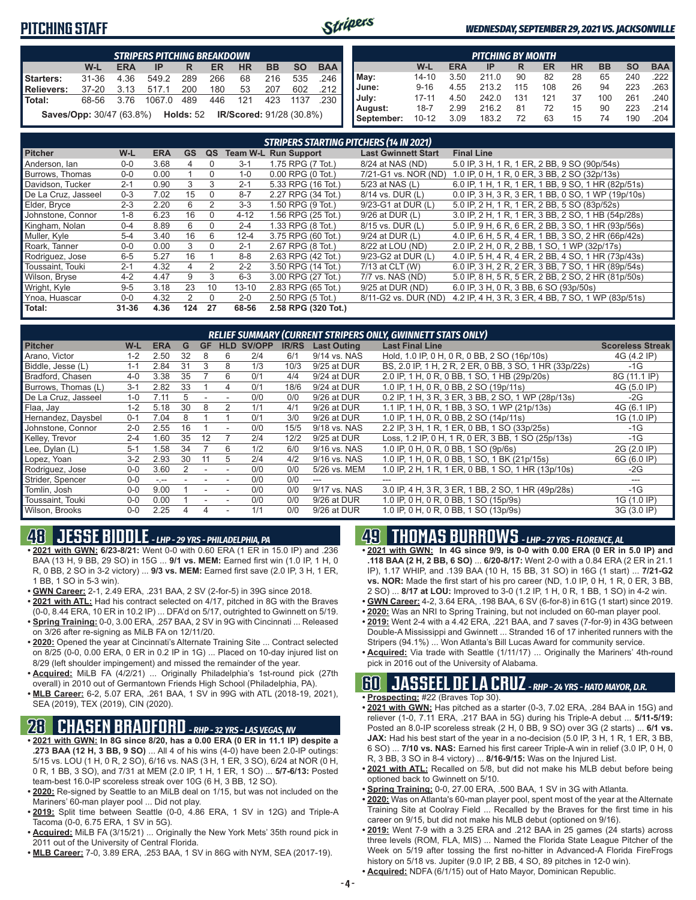# PITCHING STAFF

### STRIPERS PITCHING BREAKDOWN

| | W-L | ERA | IP | R | ER | HR | BB | SO | BAA |
|---|---|---|---|---|---|---|---|---|---|
| Starters: | 31-36 | 4.36 | 549.2 | 289 | 266 | 68 | 216 | 535 | .246 |
| Relievers: | 37-20 | 3.13 | 517.1 | 200 | 180 | 53 | 207 | 602 | .212 |
| Total: | 68-56 | 3.76 | 1067.0 | 489 | 446 | 121 | 423 | 1137 | .230 |

**Saves/Opp:** 30/47 (63.8%) **Holds:** 52 **IR/Scored:** 91/28 (30.8%)

### PITCHING BY MONTH

| | W-L | ERA | IP | R | ER | HR | BB | SO | BAA |
|---|---|---|---|---|---|---|---|---|---|
| May: | 14-10 | 3.50 | 211.0 | 90 | 82 | 28 | 65 | 240 | .222 |
| June: | 9-16 | 4.55 | 213.2 | 115 | 108 | 26 | 94 | 223 | .263 |
| July: | 17-11 | 4.50 | 242.0 | 131 | 121 | 37 | 100 | 261 | .240 |
| August: | 18-7 | 2.99 | 216.2 | 81 | 72 | 15 | 90 | 223 | .214 |
| September: | 10-12 | 3.09 | 183.2 | 72 | 63 | 15 | 74 | 190 | .204 |

### STRIPERS STARTING PITCHERS (14 IN 2021)

| Pitcher | W-L | ERA | GS | QS | Team W-L | Run Support | Last Gwinnett Start | Final Line |
|---|---|---|---|---|---|---|---|---|
| Anderson, Ian | 0-0 | 3.68 | 4 | 0 | 3-1 | 1.75 RPG (7 Tot.) | 8/24 at NAS (ND) | 5.0 IP, 3 H, 1 R, 1 ER, 2 BB, 9 SO (90p/54s) |
| Burrows, Thomas | 0-0 | 0.00 | 1 | 0 | 1-0 | 0.00 RPG (0 Tot.) | 7/21-G1 vs. NOR (ND) | 1.0 IP, 0 H, 1 R, 0 ER, 3 BB, 2 SO (32p/13s) |
| Davidson, Tucker | 2-1 | 0.90 | 3 | 3 | 2-1 | 5.33 RPG (16 Tot.) | 5/23 at NAS (L) | 6.0 IP, 1 H, 1 R, 1 ER, 1 BB, 9 SO, 1 HR (82p/51s) |
| De La Cruz, Jasseel | 0-3 | 7.02 | 15 | 0 | 8-7 | 2.27 RPG (34 Tot.) | 8/14 vs. DUR (L) | 0.0 IP, 3 H, 3 R, 3 ER, 1 BB, 0 SO, 1 WP (19p/10s) |
| Elder, Bryce | 2-3 | 2.20 | 6 | 2 | 3-3 | 1.50 RPG (9 Tot.) | 9/23-G1 at DUR (L) | 5.0 IP, 2 H, 1 R, 1 ER, 2 BB, 5 SO (83p/52s) |
| Johnstone, Connor | 1-8 | 6.23 | 16 | 0 | 4-12 | 1.56 RPG (25 Tot.) | 9/26 at DUR (L) | 3.0 IP, 2 H, 1 R, 1 ER, 3 BB, 2 SO, 1 HB (54p/28s) |
| Kingham, Nolan | 0-4 | 8.89 | 6 | 0 | 2-4 | 1.33 RPG (8 Tot.) | 8/15 vs. DUR (L) | 5.0 IP, 9 H, 6 R, 6 ER, 2 BB, 3 SO, 1 HR (93p/56s) |
| Muller, Kyle | 5-4 | 3.40 | 16 | 6 | 12-4 | 3.75 RPG (60 Tot.) | 9/24 at DUR (L) | 4.0 IP, 6 H, 5 R, 4 ER, 1 BB, 3 SO, 2 HR (66p/42s) |
| Roark, Tanner | 0-0 | 0.00 | 3 | 0 | 2-1 | 2.67 RPG (8 Tot.) | 8/22 at LOU (ND) | 2.0 IP, 2 H, 0 R, 2 BB, 1 SO, 1 WP (32p/17s) |
| Rodriguez, Jose | 6-5 | 5.27 | 16 | 1 | 8-8 | 2.63 RPG (42 Tot.) | 9/23-G2 at DUR (L) | 4.0 IP, 5 H, 4 R, 4 ER, 2 BB, 4 SO, 1 HR (73p/43s) |
| Toussaint, Touki | 2-1 | 4.32 | 4 | 2 | 2-2 | 3.50 RPG (14 Tot.) | 7/13 at CLT (W) | 6.0 IP, 3 H, 2 R, 2 ER, 3 BB, 7 SO, 1 HR (89p/54s) |
| Wilson, Bryse | 4-2 | 4.47 | 9 | 3 | 6-3 | 3.00 RPG (27 Tot.) | 7/7 vs. NAS (ND) | 5.0 IP, 8 H, 5 R, 5 ER, 2 BB, 2 SO, 2 HR (81p/50s) |
| Wright, Kyle | 9-5 | 3.18 | 23 | 10 | 13-10 | 2.83 RPG (65 Tot.) | 9/25 at DUR (ND) | 6.0 IP, 3 H, 0 R, 3 BB, 6 SO (93p/50s) |
| Ynoa, Huascar | 0-0 | 4.32 | 2 | 0 | 2-0 | 2.50 RPG (5 Tot.) | 8/11-G2 vs. DUR (ND) | 4.2 IP, 4 H, 3 R, 3 ER, 4 BB, 7 SO, 1 WP (83p/51s) |
| **Total:** | **31-36** | **4.36** | **124** | **27** | **68-56** | **2.58 RPG (320 Tot.)** | | |

### RELIEF SUMMARY (CURRENT STRIPERS ONLY, GWINNETT STATS ONLY)

| Pitcher | W-L | ERA | G | GF | HLD | SV/OPP | IR/RS | Last Outing | Last Final Line | Scoreless Streak |
|---|---|---|---|---|---|---|---|---|---|---|
| Arano, Victor | 1-2 | 2.50 | 32 | 8 | 6 | 2/4 | 6/1 | 9/14 vs. NAS | Hold, 1.0 IP, 0 H, 0 R, 0 BB, 2 SO (16p/10s) | 4G (4.2 IP) |
| Biddle, Jesse (L) | 1-1 | 2.84 | 31 | 3 | 8 | 1/3 | 10/3 | 9/25 at DUR | BS, 2.0 IP, 1 H, 2 R, 2 ER, 0 BB, 3 SO, 1 HR (33p/22s) | -1G |
| Bradford, Chasen | 4-0 | 3.38 | 35 | 7 | 6 | 0/1 | 4/4 | 9/24 at DUR | 2.0 IP, 1 H, 0 R, 0 BB, 1 SO, 1 HB (29p/20s) | 8G (11.1 IP) |
| Burrows, Thomas (L) | 3-1 | 2.82 | 33 | 1 | 4 | 0/1 | 18/6 | 9/24 at DUR | 1.0 IP, 1 H, 0 R, 0 BB, 2 SO (19p/11s) | 4G (5.0 IP) |
| De La Cruz, Jasseel | 1-0 | 7.11 | 5 | - | - | 0/0 | 0/0 | 9/26 at DUR | 0.2 IP, 1 H, 3 R, 3 ER, 3 BB, 2 SO, 1 WP (28p/13s) | -2G |
| Flaa, Jay | 1-2 | 5.18 | 30 | 8 | 2 | 1/1 | 4/1 | 9/26 at DUR | 1.1 IP, 1 H, 0 R, 1 BB, 3 SO, 1 WP (21p/13s) | 4G (6.1 IP) |
| Hernandez, Daysbel | 0-1 | 7.04 | 8 | 1 | 1 | 0/1 | 3/0 | 9/26 at DUR | 1.0 IP, 1 H, 0 R, 0 BB, 2 SO (14p/11s) | 1G (1.0 IP) |
| Johnstone, Connor | 2-0 | 2.55 | 16 | 1 | - | 0/0 | 15/5 | 9/18 vs. NAS | 2.2 IP, 3 H, 1 R, 1 ER, 0 BB, 1 SO (33p/25s) | -1G |
| Kelley, Trevor | 2-4 | 1.60 | 35 | 12 | 7 | 2/4 | 12/2 | 9/25 at DUR | Loss, 1.2 IP, 0 H, 1 R, 0 ER, 3 BB, 1 SO (25p/13s) | -1G |
| Lee, Dylan (L) | 5-1 | 1.58 | 34 | 7 | 6 | 1/2 | 6/0 | 9/16 vs. NAS | 1.0 IP, 0 H, 0 R, 0 BB, 1 SO (9p/6s) | 2G (2.0 IP) |
| Lopez, Yoan | 3-2 | 2.93 | 30 | 11 | 5 | 2/4 | 4/2 | 9/16 vs. NAS | 1.0 IP, 1 H, 0 R, 0 BB, 1 SO, 1 BK (21p/15s) | 6G (6.1 IP) |
| Rodriguez, Jose | 0-0 | 3.60 | 2 | - | - | 0/0 | 0/0 | 5/26 vs. MEM | 1.0 IP, 2 H, 1 R, 1 ER, 0 BB, 1 SO, 1 HR (13p/10s) | -2G |
| Strider, Spencer | 0-0 | -.-- | - | - | - | 0/0 | 0/0 | --- | --- | --- |
| Tomlin, Josh | 0-0 | 9.00 | 1 | - | - | 0/0 | 0/0 | 9/17 vs. NAS | 3.0 IP, 4 H, 3 R, 3 ER, 1 BB, 2 SO, 1 HR (49p/28s) | -1G |
| Toussaint, Touki | 0-0 | 0.00 | 1 | - | - | 0/0 | 0/0 | 9/26 at DUR | 1.0 IP, 0 H, 0 R, 0 BB, 1 SO (15p/9s) | 1G (1.0 IP) |
| Wilson, Brooks | 0-0 | 2.25 | 4 | 4 | - | 1/1 | 0/0 | 9/26 at DUR | 1.0 IP, 0 H, 0 R, 0 BB, 1 SO (13p/9s) | 3G (3.0 IP) |

## 48 JESSE BIDDLE - LHP - 29 YRS - PHILADELPHIA, PA

- **2021 with GWN: 6/23-8/21:** Went 0-0 with 0.60 ERA (1 ER in 15.0 IP) and .236 BAA (13 H, 9 BB, 29 SO) in 15G ... **9/1 vs. MEM:** Earned first win (1.0 IP, 1 H, 0 R, 0 BB, 2 SO in 3-2 victory) ... **9/3 vs. MEM:** Earned first save (2.0 IP, 3 H, 1 ER, 1 BB, 1 SO in 5-3 win).
- **GWN Career:** 2-1, 2.49 ERA, .231 BAA, 2 SV (2-for-5) in 39G since 2018.
- **2021 with ATL:** Had his contract selected on 4/17, pitched in 8G with the Braves (0-0, 8.44 ERA, 10 ER in 10.2 IP) ... DFA'd on 5/17, outrighted to Gwinnett on 5/19.
- **Spring Training:** 0-0, 3.00 ERA, .257 BAA, 2 SV in 9G with Cincinnati ... Released on 3/26 after re-signing as MiLB FA on 12/11/20.
- **2020:** Opened the year at Cincinnati's Alternate Training Site ... Contract selected on 8/25 (0-0, 0.00 ERA, 0 ER in 0.2 IP in 1G) ... Placed on 10-day injured list on 8/29 (left shoulder impingement) and missed the remainder of the year.
- **Acquired:** MiLB FA (4/2/21) ... Originally Philadelphia's 1st-round pick (27th overall) in 2010 out of Germantown Friends High School (Philadelphia, PA).
- **MLB Career:** 6-2, 5.07 ERA, .261 BAA, 1 SV in 99G with ATL (2018-19, 2021), SEA (2019), TEX (2019), CIN (2020).

## 28 CHASEN BRADFORD - RHP - 32 YRS - LAS VEGAS, NV

- **2021 with GWN: In 8G since 8/20, has a 0.00 ERA (0 ER in 11.1 IP) despite a .273 BAA (12 H, 3 BB, 9 SO)** ... All 4 of his wins (4-0) have been 2.0-IP outings: 5/15 vs. LOU (1 H, 0 R, 2 SO), 6/16 vs. NAS (3 H, 1 ER, 3 SO), 6/24 at NOR (0 H, 0 R, 1 BB, 3 SO), and 7/31 at MEM (2.0 IP, 1 H, 1 ER, 1 SO) ... **5/7-6/13:** Posted team-best 16.0-IP scoreless streak over 10G (6 H, 3 BB, 12 SO).
- **2020:** Re-signed by Seattle to an MiLB deal on 1/15, but was not included on the Mariners' 60-man player pool ... Did not play.
- **2019:** Split time between Seattle (0-0, 4.86 ERA, 1 SV in 12G) and Triple-A Tacoma (0-0, 6.75 ERA, 1 SV in 5G).
- **Acquired:** MiLB FA (3/15/21) ... Originally the New York Mets' 35th round pick in 2011 out of the University of Central Florida.
- **MLB Career:** 7-0, 3.89 ERA, .253 BAA, 1 SV in 86G with NYM, SEA (2017-19).

## 49 THOMAS BURROWS - LHP - 27 YRS - FLORENCE, AL

- **2021 with GWN: In 4G since 9/9, is 0-0 with 0.00 ERA (0 ER in 5.0 IP) and .118 BAA (2 H, 2 BB, 6 SO)** ... **6/20-8/17:** Went 2-0 with a 0.84 ERA (2 ER in 21.1 IP), 1.17 WHIP, and .139 BAA (10 H, 15 BB, 31 SO) in 16G (1 start) ... **7/21-G2 vs. NOR:** Made the first start of his pro career (ND, 1.0 IP, 0 H, 1 R, 0 ER, 3 BB, 2 SO) ... **8/17 at LOU:** Improved to 3-0 (1.2 IP, 1 H, 0 R, 1 BB, 1 SO) in 4-2 win.
- **GWN Career:** 4-2, 3.64 ERA, .198 BAA, 6 SV (6-for-8) in 61G (1 start) since 2019.
- **2020:** Was an NRI to Spring Training, but not included on 60-man player pool.
- **2019:** Went 2-4 with a 4.42 ERA, .221 BAA, and 7 saves (7-for-9) in 43G between Double-A Mississippi and Gwinnett ... Stranded 16 of 17 inherited runners with the Stripers (94.1%) ... Won Atlanta's Bill Lucas Award for community service.
- **Acquired:** Via trade with Seattle (1/11/17) ... Originally the Mariners' 4th-round pick in 2016 out of the University of Alabama.

## 60 JASSEEL DE LA CRUZ - RHP - 24 YRS - HATO MAYOR, D.R.

- **Prospecting:** #22 (Braves Top 30).
- **2021 with GWN:** Has pitched as a starter (0-3, 7.02 ERA, .284 BAA in 15G) and reliever (1-0, 7.11 ERA, .217 BAA in 5G) during his Triple-A debut ... **5/11-5/19:** Posted an 8.0-IP scoreless streak (2 H, 0 BB, 9 SO) over 3G (2 starts) ... **6/1 vs. JAX:** Had his best start of the year in a no-decision (5.0 IP, 3 H, 1 R, 1 ER, 3 BB, 6 SO) ... **7/10 vs. NAS:** Earned his first career Triple-A win in relief (3.0 IP, 0 H, 0 R, 3 BB, 3 SO in 8-4 victory) ... **8/16-9/15:** Was on the Injured List.
- **2021 with ATL:** Recalled on 5/8, but did not make his MLB debut before being optioned back to Gwinnett on 5/10.
- **Spring Training:** 0-0, 27.00 ERA, .500 BAA, 1 SV in 3G with Atlanta.
- **2020:** Was on Atlanta's 60-man player pool, spent most of the year at the Alternate Training Site at Coolray Field ... Recalled by the Braves for the first time in his career on 9/15, but did not make his MLB debut (optioned on 9/16).
- **2019:** Went 7-9 with a 3.25 ERA and .212 BAA in 25 games (24 starts) across three levels (ROM, FLA, MIS) ... Named the Florida State League Pitcher of the Week on 5/19 after tossing the first no-hitter in Advanced-A Florida FireFrogs history on 5/18 vs. Jupiter (9.0 IP, 2 BB, 4 SO, 89 pitches in 12-0 win).
- **Acquired:** NDFA (6/1/15) out of Hato Mayor, Dominican Republic.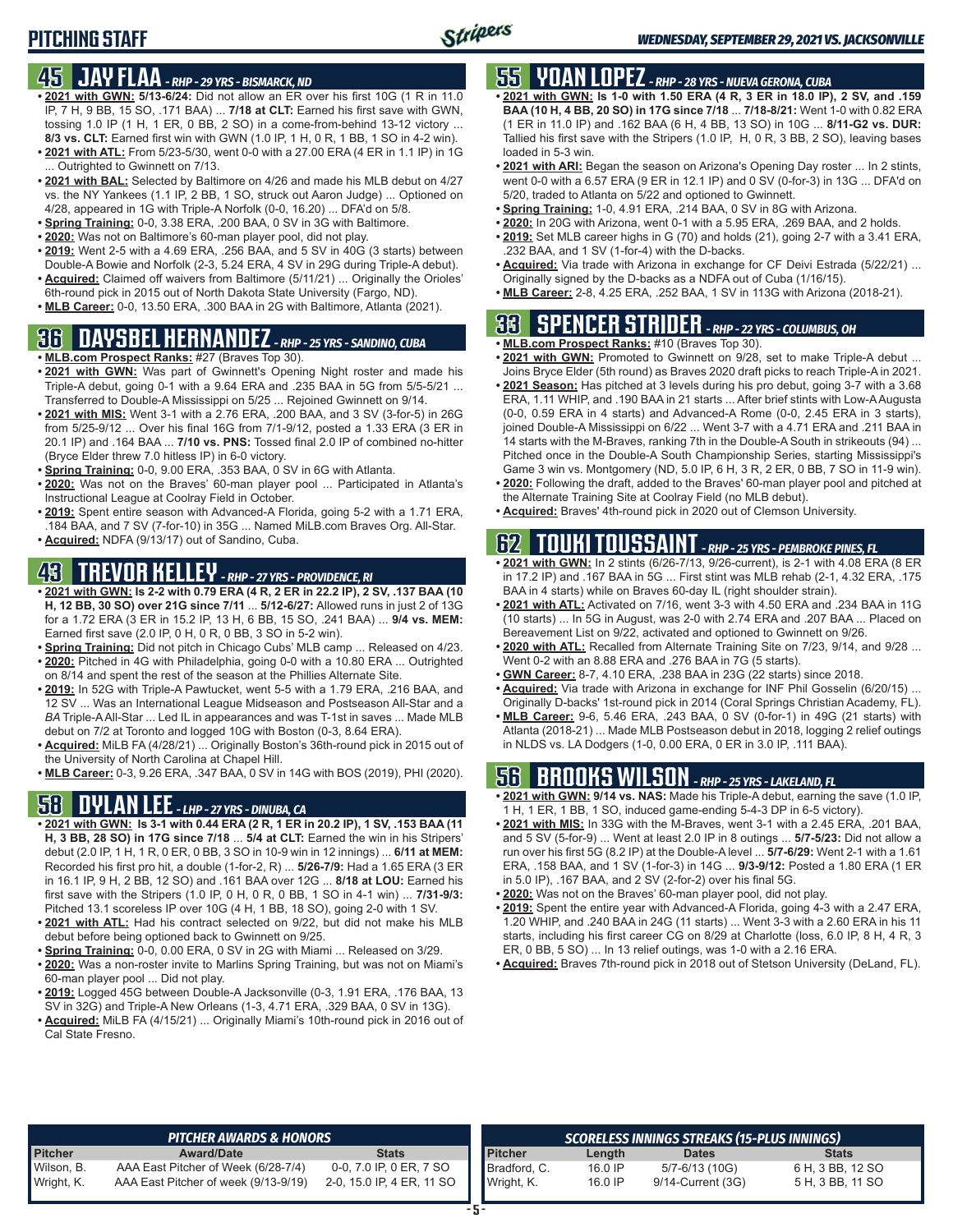# PITCHING STAFF

## 45 JAY FLAA - RHP - 29 YRS - BISMARCK, ND

- **2021 with GWN: 5/13-6/24:** Did not allow an ER over his first 10G (1 R in 11.0 IP, 7 H, 9 BB, 15 SO, .171 BAA) ... **7/18 at CLT:** Earned his first save with GWN, tossing 1.0 IP (1 H, 1 ER, 0 BB, 2 SO) in a come-from-behind 13-12 victory ... **8/3 vs. CLT:** Earned first win with GWN (1.0 IP, 1 H, 0 R, 1 BB, 1 SO in 4-2 win).
- **2021 with ATL:** From 5/23-5/30, went 0-0 with a 27.00 ERA (4 ER in 1.1 IP) in 1G ... Outrighted to Gwinnett on 7/13.
- **2021 with BAL:** Selected by Baltimore on 4/26 and made his MLB debut on 4/27 vs. the NY Yankees (1.1 IP, 2 BB, 1 SO, struck out Aaron Judge) ... Optioned on 4/28, appeared in 1G with Triple-A Norfolk (0-0, 16.20) ... DFA'd on 5/8.
- **Spring Training:** 0-0, 3.38 ERA, .200 BAA, 0 SV in 3G with Baltimore.
- **2020:** Was not on Baltimore's 60-man player pool, did not play.
- **2019:** Went 2-5 with a 4.69 ERA, .256 BAA, and 5 SV in 40G (3 starts) between Double-A Bowie and Norfolk (2-3, 5.24 ERA, 4 SV in 29G during Triple-A debut).
- **Acquired:** Claimed off waivers from Baltimore (5/11/21) ... Originally the Orioles' 6th-round pick in 2015 out of North Dakota State University (Fargo, ND).
- **MLB Career:** 0-0, 13.50 ERA, .300 BAA in 2G with Baltimore, Atlanta (2021).

## 36 DAYSBEL HERNANDEZ - RHP - 25 YRS - SANDINO, CUBA

- **MLB.com Prospect Ranks:** #27 (Braves Top 30).
- **2021 with GWN:** Was part of Gwinnett's Opening Night roster and made his Triple-A debut, going 0-1 with a 9.64 ERA and .235 BAA in 5G from 5/5-5/21 ... Transferred to Double-A Mississippi on 5/25 ... Rejoined Gwinnett on 9/14.
- **2021 with MIS:** Went 3-1 with a 2.76 ERA, .200 BAA, and 3 SV (3-for-5) in 26G from 5/25-9/12 ... Over his final 16G from 7/1-9/12, posted a 1.33 ERA (3 ER in 20.1 IP) and .164 BAA ... **7/10 vs. PNS:** Tossed final 2.0 IP of combined no-hitter (Bryce Elder threw 7.0 hitless IP) in 6-0 victory.
- **Spring Training:** 0-0, 9.00 ERA, .353 BAA, 0 SV in 6G with Atlanta.
- **2020:** Was not on the Braves' 60-man player pool ... Participated in Atlanta's Instructional League at Coolray Field in October.
- **2019:** Spent entire season with Advanced-A Florida, going 5-2 with a 1.71 ERA, .184 BAA, and 7 SV (7-for-10) in 35G ... Named MiLB.com Braves Org. All-Star.
- **Acquired:** NDFA (9/13/17) out of Sandino, Cuba.

## 43 TREVOR KELLEY - RHP - 27 YRS - PROVIDENCE, RI

- **2021 with GWN: Is 2-2 with 0.79 ERA (4 R, 2 ER in 22.2 IP), 2 SV, .137 BAA (10 H, 12 BB, 30 SO) over 21G since 7/11** ... **5/12-6/27:** Allowed runs in just 2 of 13G for a 1.72 ERA (3 ER in 15.2 IP, 13 H, 6 BB, 15 SO, .241 BAA) ... **9/4 vs. MEM:** Earned first save (2.0 IP, 0 H, 0 R, 0 BB, 3 SO in 5-2 win).
- **Spring Training:** Did not pitch in Chicago Cubs' MLB camp ... Released on 4/23.
- **2020:** Pitched in 4G with Philadelphia, going 0-0 with a 10.80 ERA ... Outrighted on 8/14 and spent the rest of the season at the Phillies Alternate Site.
- **2019:** In 52G with Triple-A Pawtucket, went 5-5 with a 1.79 ERA, .216 BAA, and 12 SV ... Was an International League Midseason and Postseason All-Star and a *BA* Triple-A All-Star ... Led IL in appearances and was T-1st in saves ... Made MLB debut on 7/2 at Toronto and logged 10G with Boston (0-3, 8.64 ERA).
- **Acquired:** MiLB FA (4/28/21) ... Originally Boston's 36th-round pick in 2015 out of the University of North Carolina at Chapel Hill.
- **MLB Career:** 0-3, 9.26 ERA, .347 BAA, 0 SV in 14G with BOS (2019), PHI (2020).

## 58 DYLAN LEE - LHP - 27 YRS - DINUBA, CA

- **2021 with GWN: Is 3-1 with 0.44 ERA (2 R, 1 ER in 20.2 IP), 1 SV, .153 BAA (11 H, 3 BB, 28 SO) in 17G since 7/18** ... **5/4 at CLT:** Earned the win in his Stripers' debut (2.0 IP, 1 H, 1 R, 0 ER, 0 BB, 3 SO in 10-9 win in 12 innings) ... **6/11 at MEM:** Recorded his first pro hit, a double (1-for-2, R) ... **5/26-7/9:** Had a 1.65 ERA (3 ER in 16.1 IP, 9 H, 2 BB, 12 SO) and .161 BAA over 12G ... **8/18 at LOU:** Earned his first save with the Stripers (1.0 IP, 0 H, 0 R, 0 BB, 1 SO in 4-1 win) ... **7/31-9/3:** Pitched 13.1 scoreless IP over 10G (4 H, 1 BB, 18 SO), going 2-0 with 1 SV.
- **2021 with ATL:** Had his contract selected on 9/22, but did not make his MLB debut before being optioned back to Gwinnett on 9/25.
- **Spring Training:** 0-0, 0.00 ERA, 0 SV in 2G with Miami ... Released on 3/29.
- **2020:** Was a non-roster invite to Marlins Spring Training, but was not on Miami's 60-man player pool ... Did not play.
- **2019:** Logged 45G between Double-A Jacksonville (0-3, 1.91 ERA, .176 BAA, 13 SV in 32G) and Triple-A New Orleans (1-3, 4.71 ERA, .329 BAA, 0 SV in 13G).
- **Acquired:** MiLB FA (4/15/21) ... Originally Miami's 10th-round pick in 2016 out of Cal State Fresno.

## 55 YOAN LOPEZ - RHP - 28 YRS - NUEVA GERONA, CUBA

- **2021 with GWN: Is 1-0 with 1.50 ERA (4 R, 3 ER in 18.0 IP), 2 SV, and .159 BAA (10 H, 4 BB, 20 SO) in 17G since 7/18** ... **7/18-8/21:** Went 1-0 with 0.82 ERA (1 ER in 11.0 IP) and .162 BAA (6 H, 4 BB, 13 SO) in 10G ... **8/11-G2 vs. DUR:** Tallied his first save with the Stripers (1.0 IP, H, 0 R, 3 BB, 2 SO), leaving bases loaded in 5-3 win.
- **2021 with ARI:** Began the season on Arizona's Opening Day roster ... In 2 stints, went 0-0 with a 6.57 ERA (9 ER in 12.1 IP) and 0 SV (0-for-3) in 13G ... DFA'd on 5/20, traded to Atlanta on 5/22 and optioned to Gwinnett.
- **Spring Training:** 1-0, 4.91 ERA, .214 BAA, 0 SV in 8G with Arizona.
- **2020:** In 20G with Arizona, went 0-1 with a 5.95 ERA, .269 BAA, and 2 holds.
- **2019:** Set MLB career highs in G (70) and holds (21), going 2-7 with a 3.41 ERA, .232 BAA, and 1 SV (1-for-4) with the D-backs.
- **Acquired:** Via trade with Arizona in exchange for CF Deivi Estrada (5/22/21) ... Originally signed by the D-backs as a NDFA out of Cuba (1/16/15).
- **MLB Career:** 2-8, 4.25 ERA, .252 BAA, 1 SV in 113G with Arizona (2018-21).

## 33 SPENCER STRIDER - RHP - 22 YRS - COLUMBUS, OH

- **MLB.com Prospect Ranks:** #10 (Braves Top 30).
- **2021 with GWN:** Promoted to Gwinnett on 9/28, set to make Triple-A debut ... Joins Bryce Elder (5th round) as Braves 2020 draft picks to reach Triple-A in 2021.
- **2021 Season:** Has pitched at 3 levels during his pro debut, going 3-7 with a 3.68 ERA, 1.11 WHIP, and .190 BAA in 21 starts ... After brief stints with Low-A Augusta (0-0, 0.59 ERA in 4 starts) and Advanced-A Rome (0-0, 2.45 ERA in 3 starts), joined Double-A Mississippi on 6/22 ... Went 3-7 with a 4.71 ERA and .211 BAA in 14 starts with the M-Braves, ranking 7th in the Double-A South in strikeouts (94) ... Pitched once in the Double-A South Championship Series, starting Mississippi's Game 3 win vs. Montgomery (ND, 5.0 IP, 6 H, 3 R, 2 ER, 0 BB, 7 SO in 11-9 win).
- **2020:** Following the draft, added to the Braves' 60-man player pool and pitched at the Alternate Training Site at Coolray Field (no MLB debut).
- **Acquired:** Braves' 4th-round pick in 2020 out of Clemson University.

## 62 TOUKI TOUSSAINT - RHP - 25 YRS - PEMBROKE PINES, FL

- **2021 with GWN:** In 2 stints (6/26-7/13, 9/26-current), is 2-1 with 4.08 ERA (8 ER in 17.2 IP) and .167 BAA in 5G ... First stint was MLB rehab (2-1, 4.32 ERA, .175 BAA in 4 starts) while on Braves 60-day IL (right shoulder strain).
- **2021 with ATL:** Activated on 7/16, went 3-3 with 4.50 ERA and .234 BAA in 11G (10 starts) ... In 5G in August, was 2-0 with 2.74 ERA and .207 BAA ... Placed on Bereavement List on 9/22, activated and optioned to Gwinnett on 9/26.
- **2020 with ATL:** Recalled from Alternate Training Site on 7/23, 9/14, and 9/28 ... Went 0-2 with an 8.88 ERA and .276 BAA in 7G (5 starts).
- **GWN Career:** 8-7, 4.10 ERA, .238 BAA in 23G (22 starts) since 2018.
- **Acquired:** Via trade with Arizona in exchange for INF Phil Gosselin (6/20/15) ... Originally D-backs' 1st-round pick in 2014 (Coral Springs Christian Academy, FL).
- **MLB Career:** 9-6, 5.46 ERA, .243 BAA, 0 SV (0-for-1) in 49G (21 starts) with Atlanta (2018-21) ... Made MLB Postseason debut in 2018, logging 2 relief outings in NLDS vs. LA Dodgers (1-0, 0.00 ERA, 0 ER in 3.0 IP, .111 BAA).

## 56 BROOKS WILSON - RHP - 25 YRS - LAKELAND, FL

- **2021 with GWN: 9/14 vs. NAS:** Made his Triple-A debut, earning the save (1.0 IP, 1 H, 1 ER, 1 BB, 1 SO, induced game-ending 5-4-3 DP in 6-5 victory).
- **2021 with MIS:** In 33G with the M-Braves, went 3-1 with a 2.45 ERA, .201 BAA, and 5 SV (5-for-9) ... Went at least 2.0 IP in 8 outings ... **5/7-5/23:** Did not allow a run over his first 5G (8.2 IP) at the Double-A level ... **5/7-6/29:** Went 2-1 with a 1.61 ERA, .158 BAA, and 1 SV (1-for-3) in 14G ... **9/3-9/12:** Posted a 1.80 ERA (1 ER in 5.0 IP), .167 BAA, and 2 SV (2-for-2) over his final 5G.
- **2020:** Was not on the Braves' 60-man player pool, did not play.
- **2019:** Spent the entire year with Advanced-A Florida, going 4-3 with a 2.47 ERA, 1.20 WHIP, and .240 BAA in 21G (11 starts) ... Went 3-3 with a 2.60 ERA in his 11 starts, including his first career CG on 8/29 at Charlotte (loss, 6.0 IP, 8 H, 4 R, 3 ER, 0 BB, 5 SO) ... In 13 relief outings, was 1-0 with a 2.16 ERA.
- **Acquired:** Braves 7th-round pick in 2018 out of Stetson University (DeLand, FL).

### PITCHER AWARDS & HONORS

| Pitcher | Award/Date | Stats |
|---|---|---|
| Wilson, B. | AAA East Pitcher of Week (6/28-7/4) | 0-0, 7.0 IP, 0 ER, 7 SO |
| Wright, K. | AAA East Pitcher of week (9/13-9/19) | 2-0, 15.0 IP, 4 ER, 11 SO |

### SCORELESS INNINGS STREAKS (15-PLUS INNINGS)

| Pitcher | Length | Dates | Stats |
|---|---|---|---|
| Bradford, C. | 16.0 IP | 5/7-6/13 (10G) | 6 H, 3 BB, 12 SO |
| Wright, K. | 16.0 IP | 9/14-Current (3G) | 5 H, 3 BB, 11 SO |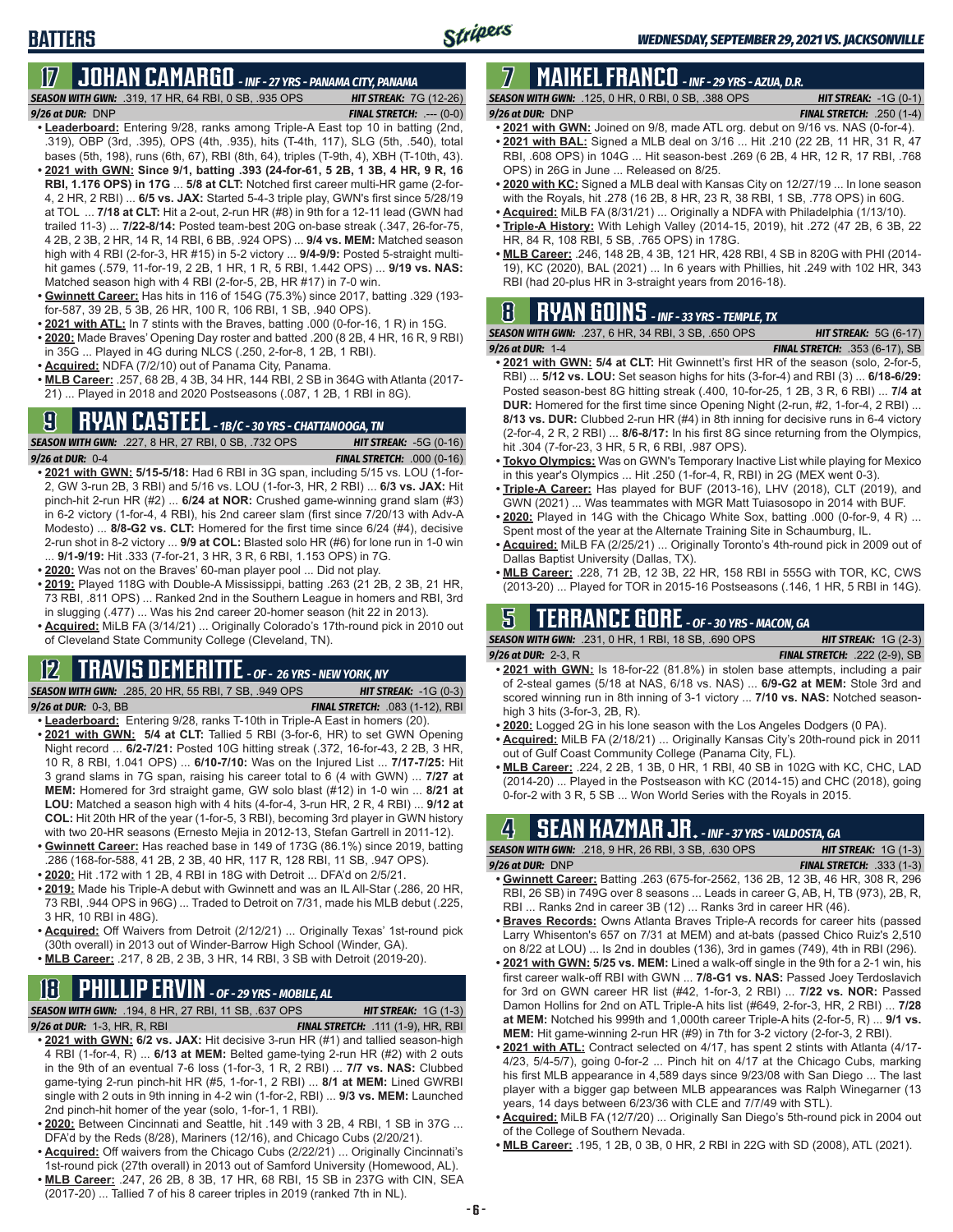# BATTERS

*WEDNESDAY, SEPTEMBER 29, 2021 VS. JACKSONVILLE*

## 17 JOHAN CAMARGO - *INF - 27 YRS - PANAMA CITY, PANAMA*

***SEASON WITH GWN:*** .319, 17 HR, 64 RBI, 0 SB, .935 OPS — ***HIT STREAK:*** 7G (12-26)
***9/26 at DUR:*** DNP — ***FINAL STRETCH:*** .--- (0-0)

- **Leaderboard:** Entering 9/28, ranks among Triple-A East top 10 in batting (2nd, .319), OBP (3rd, .395), OPS (4th, .935), hits (T-4th, 117), SLG (5th, .540), total bases (5th, 198), runs (6th, 67), RBI (8th, 64), triples (T-9th, 4), XBH (T-10th, 43).
- **2021 with GWN: Since 9/1, batting .393 (24-for-61, 5 2B, 1 3B, 4 HR, 9 R, 16 RBI, 1.176 OPS) in 17G** ... **5/8 at CLT:** Notched first career multi-HR game (2-for-4, 2 HR, 2 RBI) ... **6/5 vs. JAX:** Started 5-4-3 triple play, GWN's first since 5/28/19 at TOL ... **7/18 at CLT:** Hit a 2-out, 2-run HR (#8) in 9th for a 12-11 lead (GWN had trailed 11-3) ... **7/22-8/14:** Posted team-best 20G on-base streak (.347, 26-for-75, 4 2B, 2 3B, 2 HR, 14 R, 14 RBI, 6 BB, .924 OPS) ... **9/4 vs. MEM:** Matched season high with 4 RBI (2-for-3, HR #15) in 5-2 victory ... **9/4-9/9:** Posted 5-straight multi-hit games (.579, 11-for-19, 2 2B, 1 HR, 1 R, 5 RBI, 1.442 OPS) ... **9/19 vs. NAS:** Matched season high with 4 RBI (2-for-5, 2B, HR #17) in 7-0 win.
- **Gwinnett Career:** Has hits in 116 of 154G (75.3%) since 2017, batting .329 (193-for-587, 39 2B, 5 3B, 26 HR, 100 R, 106 RBI, 1 SB, .940 OPS).
- **2021 with ATL:** In 7 stints with the Braves, batting .000 (0-for-16, 1 R) in 15G.
- **2020:** Made Braves' Opening Day roster and batted .200 (8 2B, 4 HR, 16 R, 9 RBI) in 35G ... Played in 4G during NLCS (.250, 2-for-8, 1 2B, 1 RBI).
- **Acquired:** NDFA (7/2/10) out of Panama City, Panama.
- **MLB Career:** .257, 68 2B, 4 3B, 34 HR, 144 RBI, 2 SB in 364G with Atlanta (2017-21) ... Played in 2018 and 2020 Postseasons (.087, 1 2B, 1 RBI in 8G).

## 9 RYAN CASTEEL - *1B/C - 30 YRS - CHATTANOOGA, TN*

***SEASON WITH GWN:*** .227, 8 HR, 27 RBI, 0 SB, .732 OPS — ***HIT STREAK:*** -5G (0-16)
***9/26 at DUR:*** 0-4 — ***FINAL STRETCH:*** .000 (0-16)

- **2021 with GWN: 5/15-5/18:** Had 6 RBI in 3G span, including 5/15 vs. LOU (1-for-2, GW 3-run 2B, 3 RBI) and 5/16 vs. LOU (1-for-3, HR, 2 RBI) ... **6/3 vs. JAX:** Hit pinch-hit 2-run HR (#2) ... **6/24 at NOR:** Crushed game-winning grand slam (#3) in 6-2 victory (1-for-4, 4 RBI), his 2nd career slam (first since 7/20/13 with Adv-A Modesto) ... **8/8-G2 vs. CLT:** Homered for the first time since 6/24 (#4), decisive 2-run shot in 8-2 victory ... **9/9 at COL:** Blasted solo HR (#6) for lone run in 1-0 win ... **9/1-9/19:** Hit .333 (7-for-21, 3 HR, 3 R, 6 RBI, 1.153 OPS) in 7G.
- **2020:** Was not on the Braves' 60-man player pool ... Did not play.
- **2019:** Played 118G with Double-A Mississippi, batting .263 (21 2B, 2 3B, 21 HR, 73 RBI, .811 OPS) ... Ranked 2nd in the Southern League in homers and RBI, 3rd in slugging (.477) ... Was his 2nd career 20-homer season (hit 22 in 2013).
- **Acquired:** MiLB FA (3/14/21) ... Originally Colorado's 17th-round pick in 2010 out of Cleveland State Community College (Cleveland, TN).

## 12 TRAVIS DEMERITTE - *OF - 26 YRS - NEW YORK, NY*

***SEASON WITH GWN:*** .285, 20 HR, 55 RBI, 7 SB, .949 OPS — ***HIT STREAK:*** -1G (0-3)
***9/26 at DUR:*** 0-3, BB — ***FINAL STRETCH:*** .083 (1-12), RBI

- **Leaderboard:** Entering 9/28, ranks T-10th in Triple-A East in homers (20).
- **2021 with GWN: 5/4 at CLT:** Tallied 5 RBI (3-for-6, HR) to set GWN Opening Night record ... **6/2-7/21:** Posted 10G hitting streak (.372, 16-for-43, 2 2B, 3 HR, 10 R, 8 RBI, 1.041 OPS) ... **6/10-7/10:** Was on the Injured List ... **7/17-7/25:** Hit 3 grand slams in 7G span, raising his career total to 6 (4 with GWN) ... **7/27 at MEM:** Homered for 3rd straight game, GW solo blast (#12) in 1-0 win ... **8/21 at LOU:** Matched a season high with 4 hits (4-for-4, 3-run HR, 2 R, 4 RBI) ... **9/12 at COL:** Hit 20th HR of the year (1-for-5, 3 RBI), becoming 3rd player in GWN history with two 20-HR seasons (Ernesto Mejia in 2012-13, Stefan Gartrell in 2011-12).
- **Gwinnett Career:** Has reached base in 149 of 173G (86.1%) since 2019, batting .286 (168-for-588, 41 2B, 2 3B, 40 HR, 117 R, 128 RBI, 11 SB, .947 OPS).
- **2020:** Hit .172 with 1 2B, 4 RBI in 18G with Detroit ... DFA'd on 2/5/21.
- **2019:** Made his Triple-A debut with Gwinnett and was an IL All-Star (.286, 20 HR, 73 RBI, .944 OPS in 96G) ... Traded to Detroit on 7/31, made his MLB debut (.225, 3 HR, 10 RBI in 48G).
- **Acquired:** Off Waivers from Detroit (2/12/21) ... Originally Texas' 1st-round pick (30th overall) in 2013 out of Winder-Barrow High School (Winder, GA).
- **MLB Career:** .217, 8 2B, 2 3B, 3 HR, 14 RBI, 3 SB with Detroit (2019-20).

## 18 PHILLIP ERVIN - *OF - 29 YRS - MOBILE, AL*

***SEASON WITH GWN:*** .194, 8 HR, 27 RBI, 11 SB, .637 OPS — ***HIT STREAK:*** 1G (1-3)
***9/26 at DUR:*** 1-3, HR, R, RBI — ***FINAL STRETCH:*** .111 (1-9), HR, RBI

- **2021 with GWN: 6/2 vs. JAX:** Hit decisive 3-run HR (#1) and tallied season-high 4 RBI (1-for-4, R) ... **6/13 at MEM:** Belted game-tying 2-run HR (#2) with 2 outs in the 9th of an eventual 7-6 loss (1-for-3, 1 R, 2 RBI) ... **7/7 vs. NAS:** Clubbed game-tying 2-run pinch-hit HR (#5, 1-for-1, 2 RBI) ... **8/1 at MEM:** Lined GWRBI single with 2 outs in 9th inning in 4-2 win (1-for-2, RBI) ... **9/3 vs. MEM:** Launched 2nd pinch-hit homer of the year (solo, 1-for-1, 1 RBI).
- **2020:** Between Cincinnati and Seattle, hit .149 with 3 2B, 4 RBI, 1 SB in 37G ... DFA'd by the Reds (8/28), Mariners (12/16), and Chicago Cubs (2/20/21).
- **Acquired:** Off waivers from the Chicago Cubs (2/22/21) ... Originally Cincinnati's 1st-round pick (27th overall) in 2013 out of Samford University (Homewood, AL).
- **MLB Career:** .247, 26 2B, 8 3B, 17 HR, 68 RBI, 15 SB in 237G with CIN, SEA (2017-20) ... Tallied 7 of his 8 career triples in 2019 (ranked 7th in NL).

## 7 MAIKEL FRANCO - *INF - 29 YRS - AZUA, D.R.*

***SEASON WITH GWN:*** .125, 0 HR, 0 RBI, 0 SB, .388 OPS — ***HIT STREAK:*** -1G (0-1)
***9/26 at DUR:*** DNP — ***FINAL STRETCH:*** .250 (1-4)

- **2021 with GWN:** Joined on 9/8, made ATL org. debut on 9/16 vs. NAS (0-for-4).
- **2021 with BAL:** Signed a MLB deal on 3/16 ... Hit .210 (22 2B, 11 HR, 31 R, 47 RBI, .608 OPS) in 104G ... Hit season-best .269 (6 2B, 4 HR, 12 R, 17 RBI, .768 OPS) in 26G in June ... Released on 8/25.
- **2020 with KC:** Signed a MLB deal with Kansas City on 12/27/19 ... In lone season with the Royals, hit .278 (16 2B, 8 HR, 23 R, 38 RBI, 1 SB, .778 OPS) in 60G.
- **Acquired:** MiLB FA (8/31/21) ... Originally a NDFA with Philadelphia (1/13/10).
- **Triple-A History:** With Lehigh Valley (2014-15, 2019), hit .272 (47 2B, 6 3B, 22 HR, 84 R, 108 RBI, 5 SB, .765 OPS) in 178G.
- **MLB Career:** .246, 148 2B, 4 3B, 121 HR, 428 RBI, 4 SB in 820G with PHI (2014-19), KC (2020), BAL (2021) ... In 6 years with Phillies, hit .249 with 102 HR, 343 RBI (had 20-plus HR in 3-straight years from 2016-18).

## 8 RYAN GOINS - *INF - 33 YRS - TEMPLE, TX*

***SEASON WITH GWN:*** .237, 6 HR, 34 RBI, 3 SB, .650 OPS — ***HIT STREAK:*** 5G (6-17)
***9/26 at DUR:*** 1-4 — ***FINAL STRETCH:*** .353 (6-17), SB

- **2021 with GWN: 5/4 at CLT:** Hit Gwinnett's first HR of the season (solo, 2-for-5, RBI) ... **5/12 vs. LOU:** Set season highs for hits (3-for-4) and RBI (3) ... **6/18-6/29:** Posted season-best 8G hitting streak (.400, 10-for-25, 1 2B, 3 R, 6 RBI) ... **7/4 at DUR:** Homered for the first time since Opening Night (2-run, #2, 1-for-4, 2 RBI) ... **8/13 vs. DUR:** Clubbed 2-run HR (#4) in 8th inning for decisive runs in 6-4 victory (2-for-4, 2 R, 2 RBI) ... **8/6-8/17:** In his first 8G since returning from the Olympics, hit .304 (7-for-23, 3 HR, 5 R, 6 RBI, .987 OPS).
- **Tokyo Olympics:** Was on GWN's Temporary Inactive List while playing for Mexico in this year's Olympics ... Hit .250 (1-for-4, R, RBI) in 2G (MEX went 0-3).
- **Triple-A Career:** Has played for BUF (2013-16), LHV (2018), CLT (2019), and GWN (2021) ... Was teammates with MGR Matt Tuiasosopo in 2014 with BUF.
- **2020:** Played in 14G with the Chicago White Sox, batting .000 (0-for-9, 4 R) ... Spent most of the year at the Alternate Training Site in Schaumburg, IL.
- **Acquired:** MiLB FA (2/25/21) ... Originally Toronto's 4th-round pick in 2009 out of Dallas Baptist University (Dallas, TX).
- **MLB Career:** .228, 71 2B, 12 3B, 22 HR, 158 RBI in 555G with TOR, KC, CWS (2013-20) ... Played for TOR in 2015-16 Postseasons (.146, 1 HR, 5 RBI in 14G).

## 5 TERRANCE GORE - *OF - 30 YRS - MACON, GA*

***SEASON WITH GWN:*** .231, 0 HR, 1 RBI, 18 SB, .690 OPS — ***HIT STREAK:*** 1G (2-3)
***9/26 at DUR:*** 2-3, R — ***FINAL STRETCH:*** .222 (2-9), SB

- **2021 with GWN:** Is 18-for-22 (81.8%) in stolen base attempts, including a pair of 2-steal games (5/18 at NAS, 6/18 vs. NAS) ... **6/9-G2 at MEM:** Stole 3rd and scored winning run in 8th inning of 3-1 victory ... **7/10 vs. NAS:** Notched season-high 3 hits (3-for-3, 2B, R).
- **2020:** Logged 2G in his lone season with the Los Angeles Dodgers (0 PA).
- **Acquired:** MiLB FA (2/18/21) ... Originally Kansas City's 20th-round pick in 2011 out of Gulf Coast Community College (Panama City, FL).
- **MLB Career:** .224, 2 2B, 1 3B, 0 HR, 1 RBI, 40 SB in 102G with KC, CHC, LAD (2014-20) ... Played in the Postseason with KC (2014-15) and CHC (2018), going 0-for-2 with 3 R, 5 SB ... Won World Series with the Royals in 2015.

## 4 SEAN KAZMAR JR. - *INF - 37 YRS - VALDOSTA, GA*

***SEASON WITH GWN:*** .218, 9 HR, 26 RBI, 3 SB, .630 OPS — ***HIT STREAK:*** 1G (1-3)
***9/26 at DUR:*** DNP — ***FINAL STRETCH:*** .333 (1-3)

- **Gwinnett Career:** Batting .263 (675-for-2562, 136 2B, 12 3B, 46 HR, 308 R, 296 RBI, 26 SB) in 749G over 8 seasons ... Leads in career G, AB, H, TB (973), 2B, R, RBI ... Ranks 2nd in career 3B (12) ... Ranks 3rd in career HR (46).
- **Braves Records:** Owns Atlanta Braves Triple-A records for career hits (passed Larry Whisenton's 657 on 7/31 at MEM) and at-bats (passed Chico Ruiz's 2,510 on 8/22 at LOU) ... Is 2nd in doubles (136), 3rd in games (749), 4th in RBI (296).
- **2021 with GWN: 5/25 vs. MEM:** Lined a walk-off single in the 9th for a 2-1 win, his first career walk-off RBI with GWN ... **7/8-G1 vs. NAS:** Passed Joey Terdoslavich for 3rd on GWN career HR list (#42, 1-for-3, 2 RBI) ... **7/22 vs. NOR:** Passed Damon Hollins for 2nd on ATL Triple-A hits list (#649, 2-for-3, HR, 2 RBI) ... **7/28 at MEM:** Notched his 999th and 1,000th career Triple-A hits (2-for-5, R) ... **9/1 vs. MEM:** Hit game-winning 2-run HR (#9) in 7th for 3-2 victory (2-for-3, 2 RBI).
- **2021 with ATL:** Contract selected on 4/17, has spent 2 stints with Atlanta (4/17-4/23, 5/4-5/7), going 0-for-2 ... Pinch hit on 4/17 at the Chicago Cubs, marking his first MLB appearance in 4,589 days since 9/23/08 with San Diego ... The last player with a bigger gap between MLB appearances was Ralph Winegarner (13 years, 14 days between 6/23/36 with CLE and 7/7/49 with STL).
- **Acquired:** MiLB FA (12/7/20) ... Originally San Diego's 5th-round pick in 2004 out of the College of Southern Nevada.
- **MLB Career:** .195, 1 2B, 0 3B, 0 HR, 2 RBI in 22G with SD (2008), ATL (2021).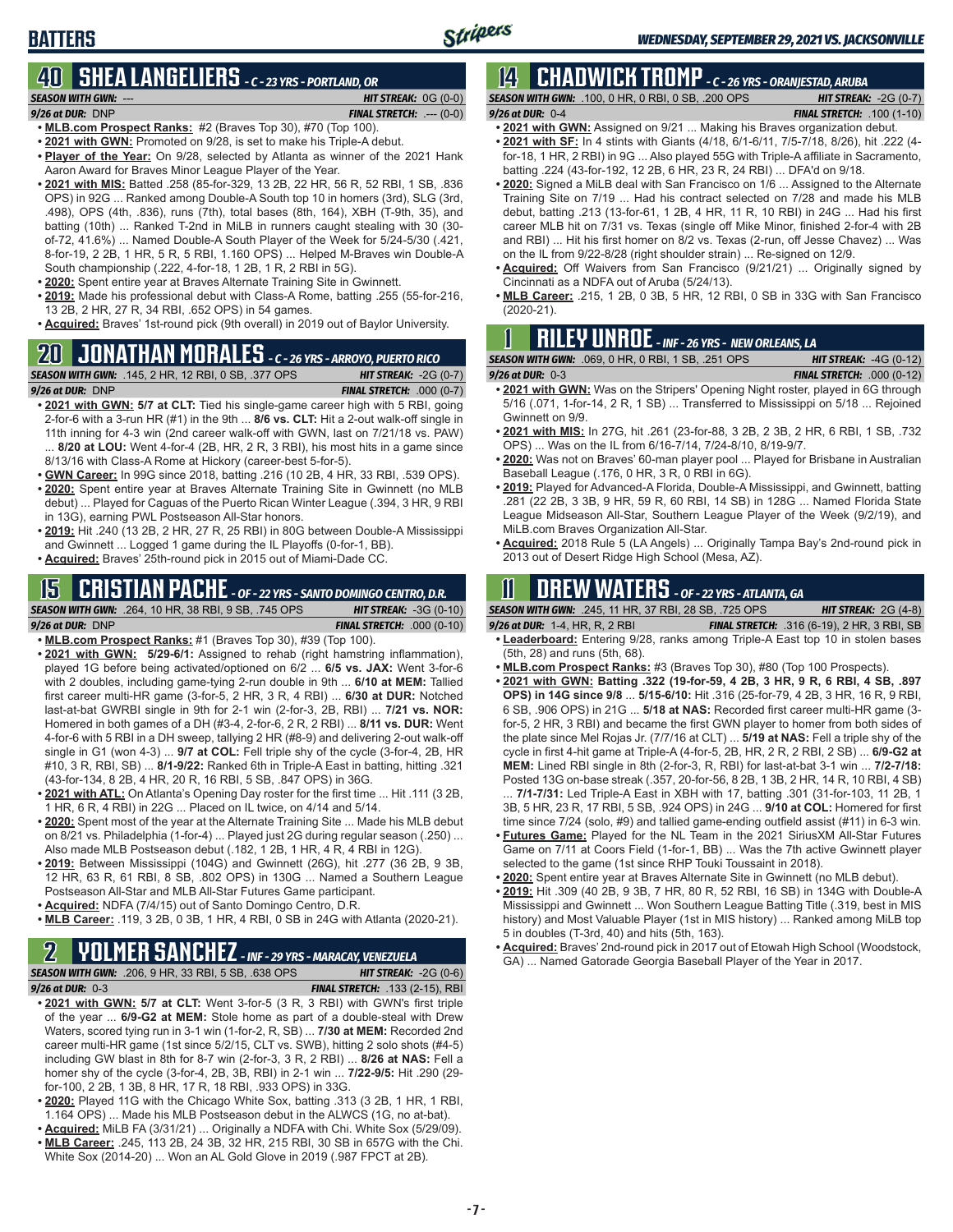## BATTERS

*WEDNESDAY, SEPTEMBER 29, 2021 VS. JACKSONVILLE*

# 40 SHEA LANGELIERS - C - 23 YRS - PORTLAND, OR

**SEASON WITH GWN:** --- **HIT STREAK:** 0G (0-0)
**9/26 at DUR:** DNP **FINAL STRETCH:** .--- (0-0)

- **MLB.com Prospect Ranks:** #2 (Braves Top 30), #70 (Top 100).
- **2021 with GWN:** Promoted on 9/28, is set to make his Triple-A debut.
- **Player of the Year:** On 9/28, selected by Atlanta as winner of the 2021 Hank Aaron Award for Braves Minor League Player of the Year.
- **2021 with MIS:** Batted .258 (85-for-329, 13 2B, 22 HR, 56 R, 52 RBI, 1 SB, .836 OPS) in 92G ... Ranked among Double-A South top 10 in homers (3rd), SLG (3rd, .498), OPS (4th, .836), runs (7th), total bases (8th, 164), XBH (T-9th, 35), and batting (10th) ... Ranked T-2nd in MiLB in runners caught stealing with 30 (30-of-72, 41.6%) ... Named Double-A South Player of the Week for 5/24-5/30 (.421, 8-for-19, 2 HR, 5 R, 5 RBI, 1.160 OPS) ... Helped M-Braves win Double-A South championship (.222, 4-for-18, 1 2B, 1 R, 2 RBI in 5G).
- **2020:** Spent entire year at Braves Alternate Training Site in Gwinnett.
- **2019:** Made his professional debut with Class-A Rome, batting .255 (55-for-216, 13 2B, 2 HR, 27 R, 34 RBI, .652 OPS) in 54 games.
- **Acquired:** Braves' 1st-round pick (9th overall) in 2019 out of Baylor University.

# 20 JONATHAN MORALES - C - 26 YRS - ARROYO, PUERTO RICO

**SEASON WITH GWN:** .145, 2 HR, 12 RBI, 0 SB, .377 OPS **HIT STREAK:** -2G (0-7)
**9/26 at DUR:** DNP **FINAL STRETCH:** .000 (0-7)

- **2021 with GWN: 5/7 at CLT:** Tied his single-game career high with 5 RBI, going 2-for-6 with a 3-run HR (#1) in the 9th ... **8/6 vs. CLT:** Hit a 2-out walk-off single in 11th inning for 4-3 win (2nd career walk-off with GWN, last on 7/21/18 vs. PAW) ... **8/20 at LOU:** Went 4-for-4 (2B, HR, 2 R, 3 RBI), his most hits in a game since 8/13/16 with Class-A Rome at Hickory (career-best 5-for-5).
- **GWN Career:** In 99G since 2018, batting .216 (10 2B, 4 HR, 33 RBI, .539 OPS).
- **2020:** Spent entire year at Braves Alternate Training Site in Gwinnett (no MLB debut) ... Played for Caguas of the Puerto Rican Winter League (.394, 3 HR, 9 RBI in 13G), earning PWL Postseason All-Star honors.
- **2019:** Hit .240 (13 2B, 2 HR, 27 R, 25 RBI) in 80G between Double-A Mississippi and Gwinnett ... Logged 1 game during the IL Playoffs (0-for-1, BB).
- **Acquired:** Braves' 25th-round pick in 2015 out of Miami-Dade CC.

# 15 CRISTIAN PACHE - OF - 22 YRS - SANTO DOMINGO CENTRO, D.R.

**SEASON WITH GWN:** .264, 10 HR, 38 RBI, 9 SB, .745 OPS **HIT STREAK:** -3G (0-10)
**9/26 at DUR:** DNP **FINAL STRETCH:** .000 (0-10)

- **MLB.com Prospect Ranks:** #1 (Braves Top 30), #39 (Top 100).
- **2021 with GWN: 5/29-6/1:** Assigned to rehab (right hamstring inflammation), played 1G before being activated/optioned on 6/2 ... **6/5 vs. JAX:** Went 3-for-6 with 2 doubles, including game-tying 2-run double in 9th ... **6/10 at MEM:** Tallied first career multi-HR game (3-for-5, 2 HR, 3 R, 4 RBI) ... **6/30 at DUR:** Notched last-at-bat GWRBI single in 9th for 2-1 win (2-for-3, 2B, RBI) ... **7/21 vs. NOR:** Homered in both games of a DH (#3-4, 2-for-6, 2 R, 2 RBI) ... **8/11 vs. DUR:** Went 4-for-6 with 5 RBI in a DH sweep, tallying 2 HR (#8-9) and delivering 2-out walk-off single in G1 (won 4-3) ... **9/7 at COL:** Fell triple shy of the cycle (3-for-4, 2B, HR #10, 3 R, RBI, SB) ... **8/1-9/22:** Ranked 6th in Triple-A East in batting, hitting .321 (43-for-134, 8 2B, 4 HR, 20 R, 16 RBI, 5 SB, .847 OPS) in 36G.
- **2021 with ATL:** On Atlanta's Opening Day roster for the first time ... Hit .111 (3 2B, 1 HR, 6 R, 4 RBI) in 22G ... Placed on IL twice, on 4/14 and 5/14.
- **2020:** Spent most of the year at the Alternate Training Site ... Made his MLB debut on 8/21 vs. Philadelphia (1-for-4) ... Played just 2G during regular season (.250) ... Also made MLB Postseason debut (.182, 1 2B, 1 HR, 4 R, 4 RBI in 12G).
- **2019:** Between Mississippi (104G) and Gwinnett (26G), hit .277 (36 2B, 9 3B, 12 HR, 63 R, 61 RBI, 8 SB, .802 OPS) in 130G ... Named a Southern League Postseason All-Star and MLB All-Star Futures Game participant.
- **Acquired:** NDFA (7/4/15) out of Santo Domingo Centro, D.R.
- **MLB Career:** .119, 3 2B, 0 3B, 1 HR, 4 RBI, 0 SB in 24G with Atlanta (2020-21).

# 2 YOLMER SANCHEZ - INF - 29 YRS - MARACAY, VENEZUELA

**SEASON WITH GWN:** .206, 9 HR, 33 RBI, 5 SB, .638 OPS **HIT STREAK:** -2G (0-6)
**9/26 at DUR:** 0-3 **FINAL STRETCH:** .133 (2-15), RBI

- **2021 with GWN: 5/7 at CLT:** Went 3-for-5 (3 R, 3 RBI) with GWN's first triple of the year ... **6/9-G2 at MEM:** Stole home as part of a double-steal with Drew Waters, scored tying run in 3-1 win (1-for-2, R, SB) ... **7/30 at MEM:** Recorded 2nd career multi-HR game (1st since 5/2/15, CLT vs. SWB), hitting 2 solo shots (#4-5) including GW blast in 8th for 8-7 win (2-for-3, 3 R, 2 RBI) ... **8/26 at NAS:** Fell a homer shy of the cycle (3-for-4, 2B, 3B, RBI) in 2-1 win ... **7/22-9/5:** Hit .290 (29-for-100, 2 2B, 1 3B, 8 HR, 17 R, 18 RBI, .933 OPS) in 33G.
- **2020:** Played 11G with the Chicago White Sox, batting .313 (3 2B, 1 HR, 1 RBI, 1.164 OPS) ... Made his MLB Postseason debut in the ALWCS (1G, no at-bat).
- **Acquired:** MiLB FA (3/31/21) ... Originally a NDFA with Chi. White Sox (5/29/09).
- **MLB Career:** .245, 113 2B, 24 3B, 32 HR, 215 RBI, 30 SB in 657G with the Chi. White Sox (2014-20) ... Won an AL Gold Glove in 2019 (.987 FPCT at 2B).

# 14 CHADWICK TROMP - C - 26 YRS - ORANJESTAD, ARUBA

**SEASON WITH GWN:** .100, 0 HR, 0 RBI, 0 SB, .200 OPS **HIT STREAK:** -2G (0-7)
**9/26 at DUR:** 0-4 **FINAL STRETCH:** .100 (1-10)

- **2021 with GWN:** Assigned on 9/21 ... Making his Braves organization debut.
- **2021 with SF:** In 4 stints with Giants (4/18, 6/1-6/11, 7/5-7/18, 8/26), hit .222 (4-for-18, 1 HR, 2 RBI) in 9G ... Also played 55G with Triple-A affiliate in Sacramento, batting .224 (43-for-192, 12 2B, 6 HR, 23 R, 24 RBI) ... DFA'd on 9/18.
- **2020:** Signed a MiLB deal with San Francisco on 1/6 ... Assigned to the Alternate Training Site on 7/19 ... Had his contract selected on 7/28 and made his MLB debut, batting .213 (13-for-61, 1 2B, 4 HR, 11 R, 10 RBI) in 24G ... Had his first career MLB hit on 7/31 vs. Texas (single off Mike Minor, finished 2-for-4 with 2B and RBI) ... Hit his first homer on 8/2 vs. Texas (2-run, off Jesse Chavez) ... Was on the IL from 9/22-8/28 (right shoulder strain) ... Re-signed on 12/9.
- **Acquired:** Off Waivers from San Francisco (9/21/21) ... Originally signed by Cincinnati as a NDFA out of Aruba (5/24/13).
- **MLB Career:** .215, 1 2B, 0 3B, 5 HR, 12 RBI, 0 SB in 33G with San Francisco (2020-21).

# 1 RILEY UNROE - INF - 26 YRS - NEW ORLEANS, LA

**SEASON WITH GWN:** .069, 0 HR, 0 RBI, 1 SB, .251 OPS **HIT STREAK:** -4G (0-12)
**9/26 at DUR:** 0-3 **FINAL STRETCH:** .000 (0-12)

- **2021 with GWN:** Was on the Stripers' Opening Night roster, played in 6G through 5/16 (.071, 1-for-14, 2 R, 1 SB) ... Transferred to Mississippi on 5/18 ... Rejoined Gwinnett on 9/9.
- **2021 with MIS:** In 27G, hit .261 (23-for-88, 3 2B, 2 3B, 2 HR, 6 RBI, 1 SB, .732 OPS) ... Was on the IL from 6/16-7/14, 7/24-8/10, 8/19-9/7.
- **2020:** Was not on Braves' 60-man player pool ... Played for Brisbane in Australian Baseball League (.176, 0 HR, 3 R, 0 RBI in 6G).
- **2019:** Played for Advanced-A Florida, Double-A Mississippi, and Gwinnett, batting .281 (22 2B, 3 3B, 9 HR, 59 R, 60 RBI, 14 SB) in 128G ... Named Florida State League Midseason All-Star, Southern League Player of the Week (9/2/19), and MiLB.com Braves Organization All-Star.
- **Acquired:** 2018 Rule 5 (LA Angels) ... Originally Tampa Bay's 2nd-round pick in 2013 out of Desert Ridge High School (Mesa, AZ).

# 11 DREW WATERS - OF - 22 YRS - ATLANTA, GA

**SEASON WITH GWN:** .245, 11 HR, 37 RBI, 28 SB, .725 OPS **HIT STREAK:** 2G (4-8)
**9/26 at DUR:** 1-4, HR, R, 2 RBI **FINAL STRETCH:** .316 (6-19), 2 HR, 3 RBI, SB

- **Leaderboard:** Entering 9/28, ranks among Triple-A East top 10 in stolen bases (5th, 28) and runs (5th, 68).
- **MLB.com Prospect Ranks:** #3 (Braves Top 30), #80 (Top 100 Prospects).
- **2021 with GWN: Batting .322 (19-for-59, 4 2B, 3 HR, 9 R, 6 RBI, 4 SB, .897 OPS) in 14G since 9/8** ... **5/15-6/10:** Hit .316 (25-for-79, 4 2B, 3 HR, 16 R, 9 RBI, 6 SB, .906 OPS) in 21G ... **5/18 at NAS:** Recorded first career multi-HR game (3-for-5, 2 HR, 3 RBI) and became the first GWN player to homer from both sides of the plate since Mel Rojas Jr. (7/7/16 at CLT) ... **5/19 at NAS:** Fell a triple shy of the cycle in first 4-hit game at Triple-A (4-for-5, 2B, HR, 2 R, 2 RBI, 2 SB) ... **6/9-G2 at MEM:** Lined RBI single in 8th (2-for-3, R, RBI) for last-at-bat 3-1 win ... **7/2-7/18:** Posted 13G on-base streak (.357, 20-for-56, 8 2B, 1 3B, 2 HR, 14 R, 10 RBI, 4 SB) ... **7/1-7/31:** Led Triple-A East in XBH with 17, batting .301 (31-for-103, 11 2B, 1 3B, 5 HR, 23 R, 17 RBI, 5 SB, .924 OPS) in 24G ... **9/10 at COL:** Homered for first time since 7/24 (solo, #9) and tallied game-ending outfield assist (#11) in 6-3 win.
- **Futures Game:** Played for the NL Team in the 2021 SiriusXM All-Star Futures Game on 7/11 at Coors Field (1-for-1, BB) ... Was the 7th active Gwinnett player selected to the game (1st since RHP Touki Toussaint in 2018).
- **2020:** Spent entire year at Braves Alternate Site in Gwinnett (no MLB debut).
- **2019:** Hit .309 (40 2B, 9 3B, 7 HR, 80 R, 52 RBI, 16 SB) in 134G with Double-A Mississippi and Gwinnett ... Won Southern League Batting Title (.319, best in MIS history) and Most Valuable Player (1st in MIS history) ... Ranked among MiLB top 5 in doubles (T-3rd, 40) and hits (5th, 163).
- **Acquired:** Braves' 2nd-round pick in 2017 out of Etowah High School (Woodstock, GA) ... Named Gatorade Georgia Baseball Player of the Year in 2017.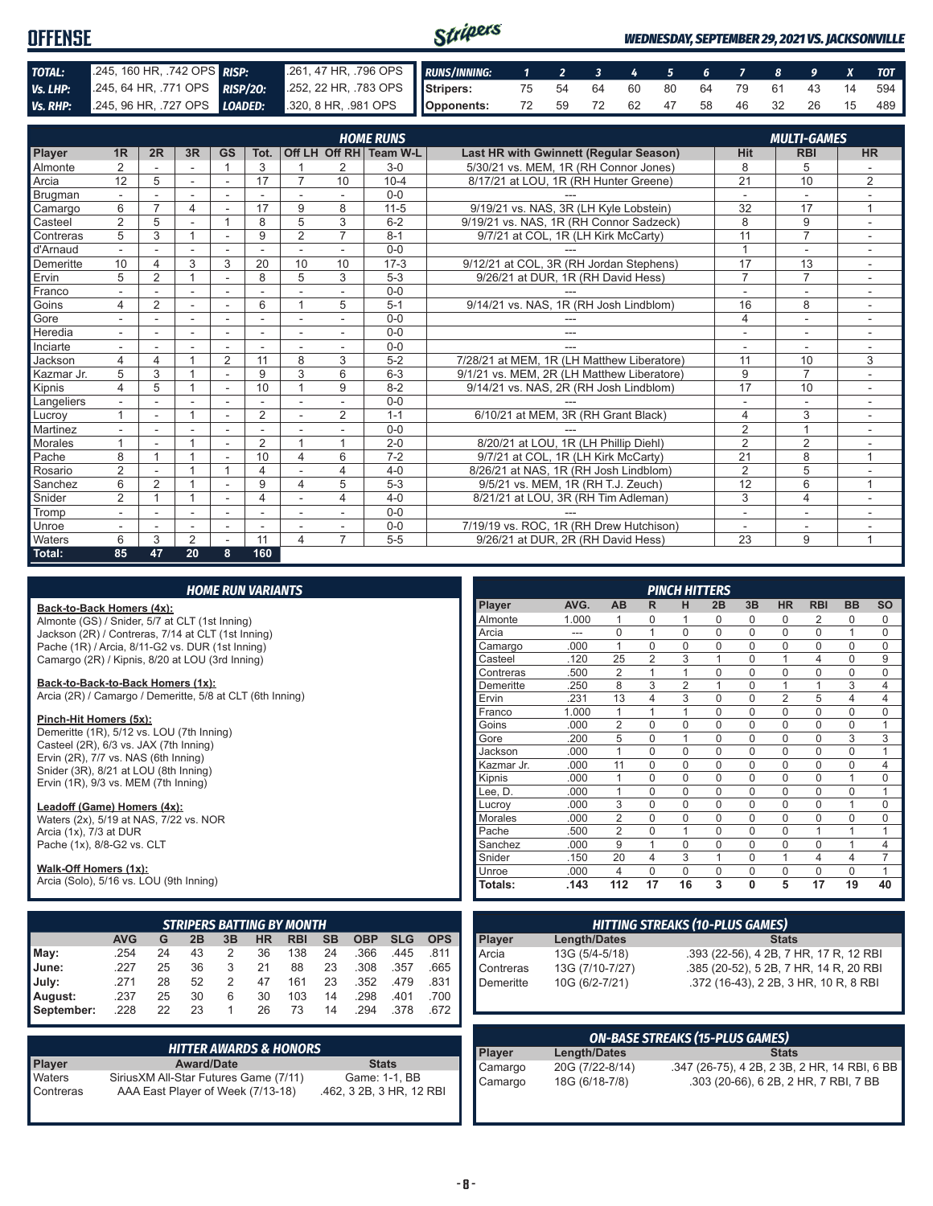# OFFENSE

*WEDNESDAY, SEPTEMBER 29, 2021 VS. JACKSONVILLE*

| | | | |
|---|---|---|---|
| **TOTAL:** | .245, 160 HR, .742 OPS | **RISP:** | .261, 47 HR, .796 OPS |
| **Vs. LHP:** | .245, 64 HR, .771 OPS | **RISP/2O:** | .252, 22 HR, .783 OPS |
| **Vs. RHP:** | .245, 96 HR, .727 OPS | **LOADED:** | .320, 8 HR, .981 OPS |

| RUNS/INNING: | 1 | 2 | 3 | 4 | 5 | 6 | 7 | 8 | 9 | X | TOT |
|---|---|---|---|---|---|---|---|---|---|---|---|
| Stripers: | 75 | 54 | 64 | 60 | 80 | 64 | 79 | 61 | 43 | 14 | 594 |
| Opponents: | 72 | 59 | 72 | 62 | 47 | 58 | 46 | 32 | 26 | 15 | 489 |

## HOME RUNS / MULTI-GAMES

| Player | 1R | 2R | 3R | GS | Tot. | Off LH | Off RH | Team W-L | Last HR with Gwinnett (Regular Season) | Hit | RBI | HR |
|---|---|---|---|---|---|---|---|---|---|---|---|---|
| Almonte | 2 | - | - | 1 | 3 | 1 | 2 | 3-0 | 5/30/21 vs. MEM, 1R (RH Connor Jones) | 8 | 5 | - |
| Arcia | 12 | 5 | - | - | 17 | 7 | 10 | 10-4 | 8/17/21 at LOU, 1R (RH Hunter Greene) | 21 | 10 | 2 |
| Brugman | - | - | - | - | - | - | - | 0-0 | --- | - | - | - |
| Camargo | 6 | 7 | 4 | - | 17 | 9 | 8 | 11-5 | 9/19/21 vs. NAS, 3R (LH Kyle Lobstein) | 32 | 17 | 1 |
| Casteel | 2 | 5 | - | 1 | 8 | 5 | 3 | 6-2 | 9/19/21 vs. NAS, 1R (RH Connor Sadzeck) | 8 | 9 | - |
| Contreras | 5 | 3 | 1 | - | 9 | 2 | 7 | 8-1 | 9/7/21 at COL, 1R (LH Kirk McCarty) | 11 | 7 | - |
| d'Arnaud | - | - | - | - | - | - | - | 0-0 | --- | 1 | - | - |
| Demeritte | 10 | 4 | 3 | 3 | 20 | 10 | 10 | 17-3 | 9/12/21 at COL, 3R (RH Jordan Stephens) | 17 | 13 | - |
| Ervin | 5 | 2 | 1 | - | 8 | 5 | 3 | 5-3 | 9/26/21 at DUR, 1R (RH David Hess) | 7 | 7 | - |
| Franco | - | - | - | - | - | - | - | 0-0 | --- | - | - | - |
| Goins | 4 | 2 | - | - | 6 | 1 | 5 | 5-1 | 9/14/21 vs. NAS, 1R (RH Josh Lindblom) | 16 | 8 | - |
| Gore | - | - | - | - | - | - | - | 0-0 | --- | 4 | - | - |
| Heredia | - | - | - | - | - | - | - | 0-0 | --- | - | - | - |
| Inciarte | - | - | - | - | - | - | - | 0-0 | --- | - | - | - |
| Jackson | 4 | 4 | 1 | 2 | 11 | 8 | 3 | 5-2 | 7/28/21 at MEM, 1R (LH Matthew Liberatore) | 11 | 10 | 3 |
| Kazmar Jr. | 5 | 3 | 1 | - | 9 | 3 | 6 | 6-3 | 9/1/21 vs. MEM, 2R (LH Matthew Liberatore) | 9 | 7 | - |
| Kipnis | 4 | 5 | 1 | - | 10 | 1 | 9 | 8-2 | 9/14/21 vs. NAS, 2R (RH Josh Lindblom) | 17 | 10 | - |
| Langeliers | - | - | - | - | - | - | - | 0-0 | --- | - | - | - |
| Lucroy | 1 | - | 1 | - | 2 | - | 2 | 1-1 | 6/10/21 at MEM, 3R (RH Grant Black) | 4 | 3 | - |
| Martinez | - | - | - | - | - | - | - | 0-0 | --- | 2 | 1 | - |
| Morales | 1 | - | 1 | - | 2 | 1 | 1 | 2-0 | 8/20/21 at LOU, 1R (LH Phillip Diehl) | 2 | 2 | - |
| Pache | 8 | 1 | 1 | - | 10 | 4 | 6 | 7-2 | 9/7/21 at COL, 1R (LH Kirk McCarty) | 21 | 8 | 1 |
| Rosario | 2 | - | 1 | 1 | 4 | - | 4 | 4-0 | 8/26/21 at NAS, 1R (RH Josh Lindblom) | 2 | 5 | - |
| Sanchez | 6 | 2 | 1 | - | 9 | 4 | 5 | 5-3 | 9/5/21 vs. MEM, 1R (RH T.J. Zeuch) | 12 | 6 | 1 |
| Snider | 2 | 1 | 1 | - | 4 | - | 4 | 4-0 | 8/21/21 at LOU, 3R (RH Tim Adleman) | 3 | 4 | - |
| Tromp | - | - | - | - | - | - | - | 0-0 | --- | - | - | - |
| Unroe | - | - | - | - | - | - | - | 0-0 | 7/19/19 vs. ROC, 1R (RH Drew Hutchison) | - | - | - |
| Waters | 6 | 3 | 2 | - | 11 | 4 | 7 | 5-5 | 9/26/21 at DUR, 2R (RH David Hess) | 23 | 9 | 1 |
| **Total:** | **85** | **47** | **20** | **8** | **160** | | | | | | | |

## HOME RUN VARIANTS

**Back-to-Back Homers (4x):**
Almonte (GS) / Snider, 5/7 at CLT (1st Inning)
Jackson (2R) / Contreras, 7/14 at CLT (1st Inning)
Pache (1R) / Arcia, 8/11-G2 vs. DUR (1st Inning)
Camargo (2R) / Kipnis, 8/20 at LOU (3rd Inning)

**Back-to-Back-to-Back Homers (1x):**
Arcia (2R) / Camargo / Demeritte, 5/8 at CLT (6th Inning)

**Pinch-Hit Homers (5x):**
Demeritte (1R), 5/12 vs. LOU (7th Inning)
Casteel (2R), 6/3 vs. JAX (7th Inning)
Ervin (2R), 7/7 vs. NAS (6th Inning)
Snider (3R), 8/21 at LOU (8th Inning)
Ervin (1R), 9/3 vs. MEM (7th Inning)

**Leadoff (Game) Homers (4x):**
Waters (2x), 5/19 at NAS, 7/22 vs. NOR
Arcia (1x), 7/3 at DUR
Pache (1x), 8/8-G2 vs. CLT

**Walk-Off Homers (1x):**
Arcia (Solo), 5/16 vs. LOU (9th Inning)

## PINCH HITTERS

| Player | AVG. | AB | R | H | 2B | 3B | HR | RBI | BB | SO |
|---|---|---|---|---|---|---|---|---|---|---|
| Almonte | 1.000 | 1 | 0 | 1 | 0 | 0 | 0 | 2 | 0 | 0 |
| Arcia | --- | 0 | 1 | 0 | 0 | 0 | 0 | 0 | 1 | 0 |
| Camargo | .000 | 1 | 0 | 0 | 0 | 0 | 0 | 0 | 0 | 0 |
| Casteel | .120 | 25 | 2 | 3 | 1 | 0 | 1 | 4 | 0 | 9 |
| Contreras | .500 | 2 | 1 | 1 | 0 | 0 | 0 | 0 | 0 | 0 |
| Demeritte | .250 | 8 | 3 | 2 | 1 | 0 | 1 | 1 | 3 | 4 |
| Ervin | .231 | 13 | 4 | 3 | 0 | 0 | 2 | 5 | 4 | 4 |
| Franco | 1.000 | 1 | 1 | 1 | 0 | 0 | 0 | 0 | 0 | 0 |
| Goins | .000 | 2 | 0 | 0 | 0 | 0 | 0 | 0 | 0 | 1 |
| Gore | .200 | 5 | 0 | 1 | 0 | 0 | 0 | 0 | 3 | 3 |
| Jackson | .000 | 1 | 0 | 0 | 0 | 0 | 0 | 0 | 0 | 1 |
| Kazmar Jr. | .000 | 11 | 0 | 0 | 0 | 0 | 0 | 0 | 0 | 4 |
| Kipnis | .000 | 1 | 0 | 0 | 0 | 0 | 0 | 0 | 1 | 0 |
| Lee, D. | .000 | 1 | 0 | 0 | 0 | 0 | 0 | 0 | 0 | 1 |
| Lucroy | .000 | 3 | 0 | 0 | 0 | 0 | 0 | 0 | 1 | 0 |
| Morales | .000 | 2 | 0 | 0 | 0 | 0 | 0 | 0 | 0 | 0 |
| Pache | .500 | 2 | 0 | 1 | 0 | 0 | 0 | 1 | 1 | 1 |
| Sanchez | .000 | 9 | 1 | 0 | 0 | 0 | 0 | 0 | 1 | 4 |
| Snider | .150 | 20 | 4 | 3 | 1 | 0 | 1 | 4 | 4 | 7 |
| Unroe | .000 | 4 | 0 | 0 | 0 | 0 | 0 | 0 | 0 | 1 |
| **Totals:** | **.143** | **112** | **17** | **16** | **3** | **0** | **5** | **17** | **19** | **40** |

## STRIPERS BATTING BY MONTH

| | AVG | G | 2B | 3B | HR | RBI | SB | OBP | SLG | OPS |
|---|---|---|---|---|---|---|---|---|---|---|
| May: | .254 | 24 | 43 | 2 | 36 | 138 | 24 | .366 | .445 | .811 |
| June: | .227 | 25 | 36 | 3 | 21 | 88 | 23 | .308 | .357 | .665 |
| July: | .271 | 28 | 52 | 2 | 47 | 161 | 23 | .352 | .479 | .831 |
| August: | .237 | 25 | 30 | 6 | 30 | 103 | 14 | .298 | .401 | .700 |
| September: | .228 | 22 | 23 | 1 | 26 | 73 | 14 | .294 | .378 | .672 |

## HITTING STREAKS (10-PLUS GAMES)

| Player | Length/Dates | Stats |
|---|---|---|
| Arcia | 13G (5/4-5/18) | .393 (22-56), 4 2B, 7 HR, 17 R, 12 RBI |
| Contreras | 13G (7/10-7/27) | .385 (20-52), 5 2B, 7 HR, 14 R, 20 RBI |
| Demeritte | 10G (6/2-7/21) | .372 (16-43), 2 2B, 3 HR, 10 R, 8 RBI |

## HITTER AWARDS & HONORS

| Player | Award/Date | Stats |
|---|---|---|
| Waters | SiriusXM All-Star Futures Game (7/11) | Game: 1-1, BB |
| Contreras | AAA East Player of Week (7/13-18) | .462, 3 2B, 3 HR, 12 RBI |

## ON-BASE STREAKS (15-PLUS GAMES)

| Player | Length/Dates | Stats |
|---|---|---|
| Camargo | 20G (7/22-8/14) | .347 (26-75), 4 2B, 2 3B, 2 HR, 14 RBI, 6 BB |
| Camargo | 18G (6/18-7/8) | .303 (20-66), 6 2B, 2 HR, 7 RBI, 7 BB |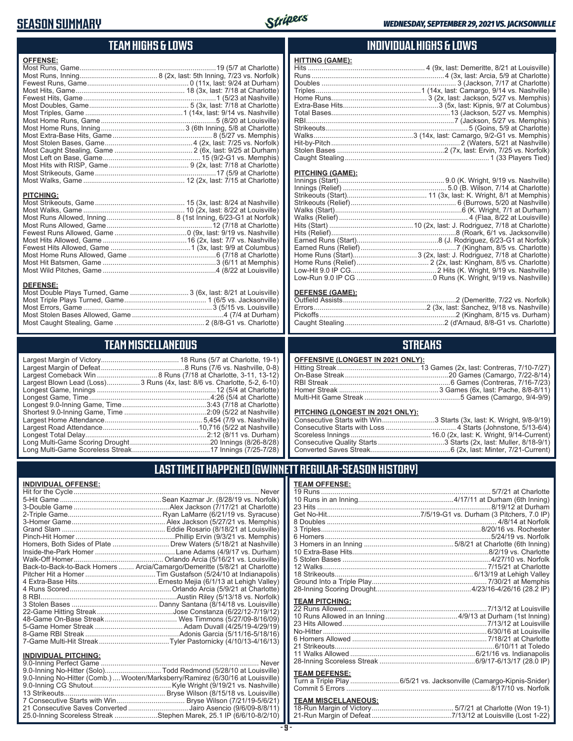# SEASON SUMMARY

*WEDNESDAY, SEPTEMBER 29, 2021 VS. JACKSONVILLE*

## TEAM HIGHS & LOWS

**OFFENSE:**

| | |
|---|---|
| Most Runs, Game | 19 (5/7 at Charlotte) |
| Most Runs, Inning | 8 (2x, last: 5th Inning, 7/23 vs. Norfolk) |
| Fewest Runs, Game | 0 (11x, last: 9/24 at Durham) |
| Most Hits, Game | 18 (3x, last: 7/18 at Charlotte) |
| Fewest Hits, Game | 1 (5/23 at Nashville) |
| Most Doubles, Game | 5 (3x, last: 7/18 at Charlotte) |
| Most Triples, Game | 1 (14x, last: 9/14 vs. Nashville) |
| Most Home Runs, Game | 5 (8/20 at Louisville) |
| Most Home Runs, Inning | 3 (6th Inning, 5/8 at Charlotte) |
| Most Extra-Base Hits, Game | 8 (5/27 vs. Memphis) |
| Most Stolen Bases, Game | 4 (2x, last: 7/25 vs. Norfolk) |
| Most Caught Stealing, Game | 2 (6x, last: 9/25 at Durham) |
| Most Left on Base, Game | 15 (9/2-G1 vs. Memphis) |
| Most Hits with RISP, Game | 9 (2x, last: 7/18 at Charlotte) |
| Most Strikeouts, Game | 17 (5/9 at Charlotte) |
| Most Walks, Game | 12 (2x, last: 7/15 at Charlotte) |

**PITCHING:**

| | |
|---|---|
| Most Strikeouts, Game | 15 (3x, last: 8/24 at Nashville) |
| Most Walks, Game | 10 (2x, last: 8/22 at Louisville) |
| Most Runs Allowed, Inning | 8 (1st Inning, 6/23-G1 at Norfolk) |
| Most Runs Allowed, Game | 12 (7/18 at Charlotte) |
| Fewest Runs Allowed, Game | 0 (9x, last: 9/19 vs. Nashville) |
| Most Hits Allowed, Game | 16 (2x, last: 7/7 vs. Nashville) |
| Fewest Hits Allowed, Game | 1 (3x, last: 9/9 at Columbus) |
| Most Home Runs Allowed, Game | 6 (7/18 at Charlotte) |
| Most Hit Batsmen, Game | 3 (6/11 at Memphis) |
| Most Wild Pitches, Game | 4 (8/22 at Louisville) |

**DEFENSE:**

| | |
|---|---|
| Most Double Plays Turned, Game | 3 (6x, last: 8/21 at Louisville) |
| Most Triple Plays Turned, Game | 1 (6/5 vs. Jacksonville) |
| Most Errors, Game | 3 (5/15 vs. Louisville) |
| Most Stolen Bases Allowed, Game | 4 (7/4 at Durham) |
| Most Caught Stealing, Game | 2 (8/8-G1 vs. Charlotte) |

## INDIVIDUAL HIGHS & LOWS

**HITTING (GAME):**

| | |
|---|---|
| Hits | 4 (9x, last: Demeritte, 8/21 at Louisville) |
| Runs | 4 (3x, last: Arcia, 5/9 at Charlotte) |
| Doubles | 3 (Jackson, 7/17 at Charlotte) |
| Triples | 1 (14x, last: Camargo, 9/14 vs. Nashville) |
| Home Runs | 3 (2x, last: Jackson, 5/27 vs. Memphis) |
| Extra-Base Hits | 3 (5x, last: Kipnis, 9/7 at Columbus) |
| Total Bases | 13 (Jackson, 5/27 vs. Memphis) |
| RBI | 7 (Jackson, 5/27 vs. Memphis) |
| Strikeouts | 5 (Goins, 5/9 at Charlotte) |
| Walks | 3 (14x, last: Camargo, 9/2-G1 vs. Memphis) |
| Hit-by-Pitch | 2 (Waters, 5/21 at Nashville) |
| Stolen Bases | 2 (7x, last: Ervin, 7/25 vs. Norfolk) |
| Caught Stealing | 1 (33 Players Tied) |

**PITCHING (GAME):**

| | |
|---|---|
| Innings (Start) | 9.0 (K. Wright, 9/19 vs. Nashville) |
| Innings (Relief) | 5.0 (B. Wilson, 7/14 at Charlotte) |
| Strikeouts (Start) | 11 (3x, last: K. Wright, 8/1 at Memphis) |
| Strikeouts (Relief) | 6 (Burrows, 5/20 at Nashville) |
| Walks (Start) | 6 (K. Wright, 7/1 at Durham) |
| Walks (Relief) | 4 (Flaa, 8/22 at Louisville) |
| Hits (Start) | 10 (2x, last: J. Rodriguez, 7/18 at Charlotte) |
| Hits (Relief) | 8 (Roark, 6/1 vs. Jacksonville) |
| Earned Runs (Start) | 8 (J. Rodriguez, 6/23-G1 at Norfolk) |
| Earned Runs (Relief) | 7 (Kingham, 8/5 vs. Charlotte) |
| Home Runs (Start) | 3 (2x, last: J. Rodriguez, 7/18 at Charlotte) |
| Home Runs (Relief) | 2 (2x, last: Kingham, 8/5 vs. Charlotte) |
| Low-Hit 9.0 IP CG | 2 Hits (K. Wright, 9/19 vs. Nashville) |
| Low-Run 9.0 IP CG | 0 Runs (K. Wright, 9/19 vs. Nashville) |

**DEFENSE (GAME):**

| | |
|---|---|
| Outfield Assists | 2 (Demeritte, 7/22 vs. Norfolk) |
| Errors | 2 (3x, last: Sanchez, 9/18 vs. Nashville) |
| Pickoffs | 2 (Kingham, 8/15 vs. Durham) |
| Caught Stealing | 2 (d'Arnaud, 8/8-G1 vs. Charlotte) |

## TEAM MISCELLANEOUS

| | |
|---|---|
| Largest Margin of Victory | 18 Runs (5/7 at Charlotte, 19-1) |
| Largest Margin of Defeat | 8 Runs (7/6 vs. Nashville, 0-8) |
| Largest Comeback Win | 8 Runs (7/18 at Charlotte, 3-11, 13-12) |
| Largest Blown Lead (Loss) | 3 Runs (4x, last: 8/6 vs. Charlotte, 5-2, 6-10) |
| Longest Game, Innings | 12 (5/4 at Charlotte) |
| Longest Game, Time | 4:26 (5/4 at Charlotte) |
| Longest 9.0-Inning Game, Time | 3:43 (7/18 at Charlotte) |
| Shortest 9.0-Inning Game, Time | 2:09 (5/22 at Nashville) |
| Largest Home Attendance | 5,454 (7/9 vs. Nashville) |
| Largest Road Attendance | 10,716 (5/22 at Nashville) |
| Longest Total Delay | 2:12 (8/11 vs. Durham) |
| Long Multi-Game Scoring Drought | 20 Innings (8/26-8/28) |
| Long Multi-Game Scoreless Streak | 17 Innings (7/25-7/28) |

## STREAKS

**OFFENSIVE (LONGEST IN 2021 ONLY):**

| | |
|---|---|
| Hitting Streak | 13 Games (2x, last: Contreras, 7/10-7/27) |
| On-Base Streak | 20 Games (Camargo, 7/22-8/14) |
| RBI Streak | 6 Games (Contreras, 7/16-7/23) |
| Homer Streak | 3 Games (6x, last: Pache, 8/8-8/11) |
| Multi-Hit Game Streak | 5 Games (Camargo, 9/4-9/9) |

**PITCHING (LONGEST IN 2021 ONLY):**

| | |
|---|---|
| Consecutive Starts with Win | 3 Starts (3x, last: K. Wright, 9/8-9/19) |
| Consecutive Starts with Loss | 4 Starts (Johnstone, 5/13-6/4) |
| Scoreless Innings | 16.0 (2x, last: K. Wright, 9/14-Current) |
| Consecutive Quality Starts | 3 Starts (2x, last: Muller, 8/18-9/1) |
| Converted Saves Streak | 6 (2x, last: Minter, 7/21-Current) |

## LAST TIME IT HAPPENED (GWINNETT REGULAR-SEASON HISTORY)

**INDIVIDUAL OFFENSE:**

| | |
|---|---|
| Hit for the Cycle | Never |
| 5-Hit Game | Sean Kazmar Jr. (8/28/19 vs. Norfolk) |
| 3-Double Game | Alex Jackson (7/17/21 at Charlotte) |
| 2-Triple Game | Ryan LaMarre (6/21/19 vs. Syracuse) |
| 3-Homer Game | Alex Jackson (5/27/21 vs. Memphis) |
| Grand Slam | Eddie Rosario (8/18/21 at Louisville) |
| Pinch-Hit Homer | Phillip Ervin (9/3/21 vs. Memphis) |
| Homers, Both Sides of Plate | Drew Waters (5/18/21 at Nashville) |
| Inside-the-Park Homer | Lane Adams (4/9/17 vs. Durham) |
| Walk-Off Homer | Orlando Arcia (5/16/21 vs. Louisville) |
| Back-to-Back-to-Back Homers | Arcia/Camargo/Demeritte (5/8/21 at Charlotte) |
| Pitcher Hit a Homer | Tim Gustafson (5/24/10 at Indianapolis) |
| 4 Extra-Base Hits | Ernesto Mejia (6/1/13 at Lehigh Valley) |
| 4 Runs Scored | Orlando Arcia (5/9/21 at Charlotte) |
| 8 RBI | Austin Riley (5/13/18 vs. Norfolk) |
| 3 Stolen Bases | Danny Santana (8/14/18 vs. Louisville) |
| 22-Game Hitting Streak | Jose Constanza (6/22/12-7/19/12) |
| 48-Game On-Base Streak | Wes Timmons (5/27/09-8/16/09) |
| 5-Game Homer Streak | Adam Duvall (4/25/19-4/29/19) |
| 8-Game RBI Streak | Adonis Garcia (5/11/16-5/18/16) |
| 7-Game Multi-Hit Streak | Tyler Pastornicky (4/10/13-4/16/13) |

**INDIVIDUAL PITCHING:**

| | |
|---|---|
| 9.0-Inning Perfect Game | Never |
| 9.0-Inning No-Hitter (Solo) | Todd Redmond (5/28/10 at Louisville) |
| 9.0-Inning No-Hitter (Comb.) | Wooten/Marksberry/Ramirez (6/30/16 at Louisville) |
| 9.0-Inning CG Shutout | Kyle Wright (9/19/21 vs. Nashville) |
| 13 Strikeouts | Bryse Wilson (8/15/18 vs. Louisville) |
| 7 Consecutive Starts with Win | Bryse Wilson (7/21/19-5/6/21) |
| 21 Consecutive Saves Converted | Jairo Asencio (9/6/09-8/8/11) |
| 25.0-Inning Scoreless Streak | Stephen Marek, 25.1 IP (6/6/10-8/2/10) |

**TEAM OFFENSE:**

| | |
|---|---|
| 19 Runs | 5/7/21 at Charlotte |
| 10 Runs in an Inning | 4/17/11 at Durham (6th Inning) |
| 23 Hits | 8/19/12 at Durham |
| Get No-Hit | 7/5/19-G1 vs. Durham (3 Pitchers, 7.0 IP) |
| 8 Doubles | 4/8/14 at Norfolk |
| 3 Triples | 8/20/16 vs. Rochester |
| 6 Homers | 5/24/19 vs. Norfolk |
| 3 Homers in an Inning | 5/8/21 at Charlotte (6th Inning) |
| 10 Extra-Base Hits | 8/2/19 vs. Charlotte |
| 5 Stolen Bases | 4/27/10 vs. Norfolk |
| 12 Walks | 7/15/21 at Charlotte |
| 18 Strikeouts | 6/13/19 at Lehigh Valley |
| Ground Into a Triple Play | 7/30/21 at Memphis |
| 28-Inning Scoring Drought | 4/23/16-4/26/16 (28.2 IP) |

**TEAM PITCHING:**

| | |
|---|---|
| 22 Runs Allowed | 7/13/12 at Louisville |
| 10 Runs Allowed in an Inning | 4/9/13 at Durham (1st Inning) |
| 23 Hits Allowed | 7/13/12 at Louisville |
| No-Hitter | 6/30/16 at Louisville |
| 6 Homers Allowed | 7/18/21 at Charlotte |
| 21 Strikeouts | 6/10/11 at Toledo |
| 11 Walks Allowed | 6/21/16 vs. Indianapolis |
| 28-Inning Scoreless Streak | 6/9/17-6/13/17 (28.0 IP) |

**TEAM DEFENSE:**

| | |
|---|---|
| Turn a Triple Play | 6/5/21 vs. Jacksonville (Camargo-Kipnis-Snider) |
| Commit 5 Errors | 8/17/10 vs. Norfolk |

**TEAM MISCELLANEOUS:**

| | |
|---|---|
| 18-Run Margin of Victory | 5/7/21 at Charlotte (Won 19-1) |
| 21-Run Margin of Defeat | 7/13/12 at Louisville (Lost 1-22) |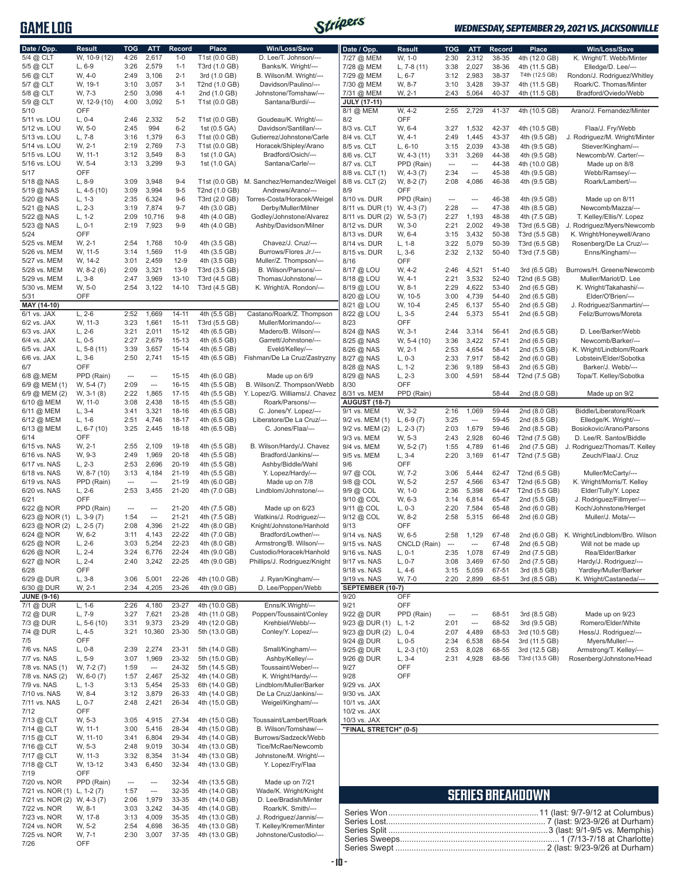# GAME LOG

**WEDNESDAY, SEPTEMBER 29, 2021 VS. JACKSONVILLE**

| Date / Opp. | Result | TOG | ATT | Record | Place | Win/Loss/Save |
|---|---|---|---|---|---|---|
| 5/4 @ CLT | W, 10-9 (12) | 4:26 | 2,617 | 1-0 | T1st (0.0 GB) | D. Lee/T. Johnson/--- |
| 5/5 @ CLT | L, 6-9 | 3:26 | 2,579 | 1-1 | T3rd (1.0 GB) | Banks/K. Wright/--- |
| 5/6 @ CLT | W, 4-0 | 2:49 | 3,106 | 2-1 | 3rd (1.0 GB) | B. Wilson/M. Wright/--- |
| 5/7 @ CLT | W, 19-1 | 3:10 | 3,057 | 3-1 | T2nd (1.0 GB) | Davidson/Paulino/--- |
| 5/8 @ CLT | W, 7-3 | 2:50 | 3,098 | 4-1 | 2nd (1.0 GB) | Johnstone/Tomshaw/--- |
| 5/9 @ CLT | W, 12-9 (10) | 4:00 | 3,092 | 5-1 | T1st (0.0 GB) | Santana/Burdi/--- |
| 5/10 | OFF | | | | | |
| 5/11 vs. LOU | L, 0-4 | 2:46 | 2,332 | 5-2 | T1st (0.0 GB) | Goudeau/K. Wright/--- |
| 5/12 vs. LOU | W, 5-0 | 2:45 | 994 | 6-2 | 1st (0.5 GA) | Davidson/Santillan/--- |
| 5/13 vs. LOU | L, 7-8 | 3:16 | 1,379 | 6-3 | T1st (0.0 GB) | Gutierrez/Johnstone/Carle |
| 5/14 vs. LOU | W, 2-1 | 2:19 | 2,769 | 7-3 | T1st (0.0 GB) | Horacek/Shipley/Arano |
| 5/15 vs. LOU | W, 11-1 | 3:12 | 3,549 | 8-3 | 1st (1.0 GA) | Bradford/Osich/--- |
| 5/16 vs. LOU | W, 5-4 | 3:13 | 3,299 | 9-3 | 1st (1.0 GA) | Santana/Carle/--- |
| 5/17 | OFF | | | | | |
| 5/18 @ NAS | L, 8-9 | 3:09 | 3,948 | 9-4 | T1st (0.0 GB) | M. Sanchez/Hernandez/Weigel |
| 5/19 @ NAS | L, 4-5 (10) | 3:09 | 3,994 | 9-5 | T2nd (1.0 GB) | Andrews/Arano/--- |
| 5/20 @ NAS | L, 1-3 | 2:35 | 6,324 | 9-6 | T3rd (2.0 GB) | Torres-Costa/Horacek/Weigel |
| 5/21 @ NAS | L, 2-3 | 3:19 | 7,874 | 9-7 | 4th (3.0 GB) | Derby/Muller/Milner |
| 5/22 @ NAS | L, 1-2 | 2:09 | 10,716 | 9-8 | 4th (4.0 GB) | Godley/Johnstone/Alvarez |
| 5/23 @ NAS | L, 0-1 | 2:19 | 7,923 | 9-9 | 4th (4.0 GB) | Ashby/Davidson/Milner |
| 5/24 | OFF | | | | | |
| 5/25 vs. MEM | W, 2-1 | 2:54 | 1,768 | 10-9 | 4th (3.5 GB) | Chavez/J. Cruz/--- |
| 5/26 vs. MEM | W, 11-5 | 3:14 | 1,569 | 11-9 | 4th (3.5 GB) | Burrows/Flores Jr./--- |
| 5/27 vs. MEM | W, 14-2 | 3:01 | 2,459 | 12-9 | 4th (3.5 GB) | Muller/Z. Thompson/--- |
| 5/28 vs. MEM | W, 8-2 (6) | 2:09 | 3,321 | 13-9 | T3rd (3.5 GB) | B. Wilson/Parsons/--- |
| 5/29 vs. MEM | L, 3-8 | 2:47 | 3,969 | 13-10 | T3rd (4.5 GB) | Thomas/Johnstone/--- |
| 5/30 vs. MEM | W, 5-0 | 2:54 | 3,122 | 14-10 | T3rd (4.5 GB) | K. Wright/A. Rondon/--- |
| 5/31 | OFF | | | | | |
| **MAY (14-10)** | | | | | | |
| 6/1 vs. JAX | L, 2-6 | 2:52 | 1,669 | 14-11 | 4th (5.5 GB) | Castano/Roark/Z. Thompson |
| 6/2 vs. JAX | W, 11-3 | 3:23 | 1,661 | 15-11 | T3rd (5.5 GB) | Muller/Morimando/--- |
| 6/3 vs. JAX | L, 2-6 | 3:21 | 2,011 | 15-12 | 4th (6.5 GB) | Madero/B. Wilson/--- |
| 6/4 vs. JAX | L, 0-5 | 2:27 | 2,679 | 15-13 | 4th (6.5 GB) | Garrett/Johnstone/--- |
| 6/5 vs. JAX | L, 5-8 (11) | 3:39 | 3,657 | 15-14 | 4th (6.5 GB) | Eveld/Kelley/--- |
| 6/6 vs. JAX | L, 3-6 | 2:50 | 2,741 | 15-15 | 4th (6.5 GB) | Fishman/De La Cruz/Zastryzny |
| 6/7 | OFF | | | | | |
| 6/8 @ MEM | PPD (Rain) | --- | --- | 15-15 | 4th (6.0 GB) | Made up on 6/9 |
| 6/9 @ MEM (1) | W, 5-4 (7) | 2:09 | --- | 16-15 | 4th (5.5 GB) | B. Wilson/Z. Thompson/Webb |
| 6/9 @ MEM (2) | W, 3-1 (8) | 2:22 | 1,865 | 17-15 | 4th (5.5 GB) | Y. Lopez/G. Williams/J. Chavez |
| 6/10 @ MEM | W, 11-0 | 3:08 | 2,438 | 18-15 | 4th (5.5 GB) | Roark/Parsons/--- |
| 6/11 @ MEM | L, 3-4 | 3:41 | 3,321 | 18-16 | 4th (6.5 GB) | C. Jones/Y. Lopez/--- |
| 6/12 @ MEM | L, 1-6 | 2:51 | 4,746 | 18-17 | 4th (6.5 GB) | Liberatore/De La Cruz/--- |
| 6/13 @ MEM | L, 6-7 (10) | 3:25 | 2,445 | 18-18 | 4th (6.5 GB) | C. Jones/Flaa/--- |
| 6/14 | OFF | | | | | |
| 6/15 vs. NAS | W, 2-1 | 2:55 | 2,109 | 19-18 | 4th (5.5 GB) | B. Wilson/Hardy/J. Chavez |
| 6/16 vs. NAS | W, 9-3 | 2:49 | 1,969 | 20-18 | 4th (5.5 GB) | Bradford/Jankins/--- |
| 6/17 vs. NAS | L, 2-3 | 2:53 | 2,696 | 20-19 | 4th (5.5 GB) | Ashby/Biddle/Wahl |
| 6/18 vs. NAS | W, 8-7 (10) | 3:13 | 4,184 | 21-19 | 4th (5.5 GB) | Y. Lopez/Hardy/--- |
| 6/19 vs. NAS | PPD (Rain) | --- | --- | 21-19 | 4th (6.0 GB) | Made up on 7/8 |
| 6/20 vs. NAS | L, 2-6 | 2:53 | 3,455 | 21-20 | 4th (7.0 GB) | Lindblom/Johnstone/--- |
| 6/21 | OFF | | | | | |
| 6/22 @ NOR | PPD (Rain) | --- | --- | 21-20 | 4th (7.5 GB) | Made up on 6/23 |
| 6/23 @ NOR (1) | L, 3-9 (7) | 1:54 | --- | 21-21 | 4th (7.5 GB) | Watkins/J. Rodriguez/--- |
| 6/23 @ NOR (2) | L, 2-5 (7) | 2:08 | 4,396 | 21-22 | 4th (8.0 GB) | Knight/Johnstone/Hanhold |
| 6/24 @ NOR | W, 6-2 | 3:11 | 4,143 | 22-22 | 4th (7.0 GB) | Bradford/Lowther/--- |
| 6/25 @ NOR | L, 2-6 | 3:03 | 5,254 | 22-23 | 4th (8.0 GB) | Armstrong/B. Wilson/--- |
| 6/26 @ NOR | L, 2-4 | 3:24 | 6,776 | 22-24 | 4th (9.0 GB) | Custodio/Horacek/Hanhold |
| 6/27 @ NOR | L, 2-4 | 2:40 | 3,242 | 22-25 | 4th (9.0 GB) | Phillips/J. Rodriguez/Knight |
| 6/28 | OFF | | | | | |
| 6/29 @ DUR | L, 3-8 | 3:06 | 5,001 | 22-26 | 4th (10.0 GB) | J. Ryan/Kingham/--- |
| 6/30 @ DUR | W, 2-1 | 2:34 | 4,205 | 23-26 | 4th (9.0 GB) | D. Lee/Poppen/Webb |
| **JUNE (9-16)** | | | | | | |
| 7/1 @ DUR | L, 1-6 | 2:26 | 4,180 | 23-27 | 4th (10.0 GB) | Enns/K.Wright/--- |
| 7/2 @ DUR | L, 7-9 | 3:27 | 7,621 | 23-28 | 4th (11.0 GB) | Poppen/Toussaint/Conley |
| 7/3 @ DUR | L, 5-6 (10) | 3:31 | 9,373 | 23-29 | 4th (12.0 GB) | Krehbiel/Webb/--- |
| 7/4 @ DUR | L, 4-5 | 3:21 | 10,360 | 23-30 | 5th (13.0 GB) | Conley/Y. Lopez/--- |
| 7/5 | OFF | | | | | |
| 7/6 vs. NAS | L, 0-8 | 2:39 | 2,274 | 23-31 | 5th (14.0 GB) | Small/Kingham/--- |
| 7/7 vs. NAS | L, 5-9 | 3:07 | 1,969 | 23-32 | 5th (15.0 GB) | Ashby/Kelley/--- |
| 7/8 vs. NAS (1) | W, 7-2 (7) | 1:59 | --- | 24-32 | 5th (14.5 GB) | Toussaint/Weber/--- |
| 7/8 vs. NAS (2) | W, 6-0 (7) | 1:57 | 2,467 | 25-32 | 4th (14.0 GB) | K. Wright/Hardy/--- |
| 7/9 vs. NAS | L, 1-3 | 3:13 | 5,454 | 25-33 | 6th (14.0 GB) | Lindblom/Muller/Barker |
| 7/10 vs. NAS | W, 8-4 | 3:12 | 3,879 | 26-33 | 4th (14.0 GB) | De La Cruz/Jankins/--- |
| 7/11 vs. NAS | L, 0-7 | 2:48 | 2,421 | 26-34 | 4th (15.0 GB) | Weigel/Kingham/--- |
| 7/12 | OFF | | | | | |
| 7/13 @ CLT | W, 5-3 | 3:05 | 4,915 | 27-34 | 4th (15.0 GB) | Toussaint/Lambert/Roark |
| 7/14 @ CLT | W, 11-1 | 3:00 | 5,416 | 28-34 | 4th (15.0 GB) | B. Wilson/Tomshaw/--- |
| 7/15 @ CLT | W, 11-10 | 3:41 | 6,804 | 29-34 | 4th (14.0 GB) | Burrows/Sadzeck/Webb |
| 7/16 @ CLT | W, 5-3 | 2:48 | 9,019 | 30-34 | 4th (13.0 GB) | Tice/McRae/Newcomb |
| 7/17 @ CLT | W, 11-3 | 3:32 | 8,354 | 31-34 | 4th (13.0 GB) | Johnstone/M. Wright/--- |
| 7/18 @ CLT | W, 13-12 | 3:43 | 6,450 | 32-34 | 4th (13.0 GB) | Y. Lopez/Fry/Flaa |
| 7/19 | OFF | | | | | |
| 7/20 vs. NOR | PPD (Rain) | --- | --- | 32-34 | 4th (13.5 GB) | Made up on 7/21 |
| 7/21 vs. NOR (1) | L, 1-2 (7) | 1:57 | --- | 32-35 | 4th (14.0 GB) | Wade/K. Wright/Knight |
| 7/21 vs. NOR (2) | W, 4-3 (7) | 2:06 | 1,979 | 33-35 | 4th (14.0 GB) | D. Lee/Bradish/Minter |
| 7/22 vs. NOR | W, 8-1 | 3:03 | 3,242 | 34-35 | 4th (14.0 GB) | Roark/K. Smith/--- |
| 7/23 vs. NOR | W, 17-8 | 3:13 | 4,009 | 35-35 | 4th (13.0 GB) | J. Rodriguez/Jannis/--- |
| 7/24 vs. NOR | W, 5-2 | 2:54 | 4,698 | 36-35 | 4th (13.0 GB) | T. Kelley/Kremer/Minter |
| 7/25 vs. NOR | W, 7-1 | 2:30 | 3,007 | 37-35 | 4th (13.0 GB) | Johnstone/Custodio/--- |
| 7/26 | OFF | | | | | |
| 7/27 @ MEM | W, 1-0 | 2:30 | 2,312 | 38-35 | 4th (12.0 GB) | K. Wright/T. Webb/Minter |
| 7/28 @ MEM | L, 7-8 (11) | 3:38 | 2,027 | 38-36 | 4th (11.5 GB) | Elledge/D. Lee/--- |
| 7/29 @ MEM | L, 6-7 | 3:12 | 2,983 | 38-37 | T4th (12.5 GB) | Rondon/J. Rodriguez/Whitley |
| 7/30 @ MEM | W, 8-7 | 3:10 | 3,428 | 39-37 | 4th (11.5 GB) | Roark/C. Thomas/Minter |
| 7/31 @ MEM | W, 2-1 | 2:43 | 5,064 | 40-37 | 4th (11.5 GB) | Bradford/Oviedo/Webb |
| **JULY (17-11)** | | | | | | |
| 8/1 @ MEM | W, 4-2 | 2:55 | 2,729 | 41-37 | 4th (10.5 GB) | Arano/J. Fernandez/Minter |
| 8/2 | OFF | | | | | |
| 8/3 vs. CLT | W, 6-4 | 3:27 | 1,532 | 42-37 | 4th (10.5 GB) | Flaa/J. Fry/Webb |
| 8/4 vs. CLT | W, 4-1 | 2:49 | 1,445 | 43-37 | 4th (9.5 GB) | J. Rodriguez/M. Wright/Minter |
| 8/5 vs. CLT | L, 6-10 | 3:15 | 2,039 | 43-38 | 4th (9.5 GB) | Stiever/Kingham/--- |
| 8/6 vs. CLT | W, 4-3 (11) | 3:31 | 3,269 | 44-38 | 4th (9.5 GB) | Newcomb/W. Carter/--- |
| 8/7 vs. CLT | PPD (Rain) | --- | --- | 44-38 | 4th (10.0 GB) | Made up on 8/8 |
| 8/8 vs. CLT (1) | W, 4-3 (7) | 2:34 | --- | 45-38 | 4th (9.5 GB) | Webb/Ramsey/--- |
| 8/8 vs. CLT (2) | W, 8-2 (7) | 2:08 | 4,086 | 46-38 | 4th (9.5 GB) | Roark/Lambert/--- |
| 8/9 | OFF | | | | | |
| 8/10 vs. DUR | PPD (Rain) | --- | --- | 46-38 | 4th (9.5 GB) | Made up on 8/11 |
| 8/11 vs. DUR (1) | W, 4-3 (7) | 2:28 | --- | 47-38 | 4th (8.5 GB) | Newcomb/Mazza/--- |
| 8/11 vs. DUR (2) | W, 5-3 (7) | 2:27 | 1,193 | 48-38 | 4th (7.5 GB) | T. Kelley/Ellis/Y. Lopez |
| 8/12 vs. DUR | W, 3-0 | 2:21 | 2,002 | 49-38 | T3rd (6.5 GB) | J. Rodriguez/Myers/Newcomb |
| 8/13 vs. DUR | W, 6-4 | 3:15 | 3,432 | 50-38 | T3rd (5.5 GB) | K. Wright/Honeywell/Arano |
| 8/14 vs. DUR | L, 1-8 | 3:22 | 5,079 | 50-39 | T3rd (6.5 GB) | Rosenberg/De La Cruz/--- |
| 8/15 vs. DUR | L, 3-6 | 2:32 | 2,132 | 50-40 | T3rd (7.5 GB) | Enns/Kingham/--- |
| 8/16 | OFF | | | | | |
| 8/17 @ LOU | W, 4-2 | 2:46 | 4,521 | 51-40 | 3rd (6.5 GB) | Burrows/H. Greene/Newcomb |
| 8/18 @ LOU | W, 4-1 | 2:21 | 3,532 | 52-40 | T2nd (6.5 GB) | Muller/Mariot/D. Lee |
| 8/19 @ LOU | W, 8-1 | 2:29 | 4,622 | 53-40 | 2nd (6.5 GB) | K. Wright/Takahashi/--- |
| 8/20 @ LOU | W, 10-5 | 3:00 | 4,739 | 54-40 | 2nd (6.5 GB) | Elder/O'Brien/--- |
| 8/21 @ LOU | W, 10-4 | 2:45 | 6,137 | 55-40 | 2nd (6.5 GB) | J. Rodriguez/Sanmartin/--- |
| 8/22 @ LOU | L, 3-5 | 2:44 | 5,373 | 55-41 | 2nd (6.5 GB) | Feliz/Burrows/Moreta |
| 8/23 | OFF | | | | | |
| 8/24 @ NAS | W, 3-1 | 2:44 | 3,314 | 56-41 | 2nd (6.5 GB) | D. Lee/Barker/Webb |
| 8/25 @ NAS | W, 5-4 (10) | 3:36 | 3,422 | 57-41 | 2nd (6.5 GB) | Newcomb/Barker/--- |
| 8/26 @ NAS | W, 2-1 | 2:53 | 4,654 | 58-41 | 2nd (5.5 GB) | K. Wright/Lindblom/Roark |
| 8/27 @ NAS | L, 0-3 | 2:33 | 7,917 | 58-42 | 2nd (6.0 GB) | Lobstein/Elder/Sobotka |
| 8/28 @ NAS | L, 1-2 | 2:36 | 9,189 | 58-43 | 2nd (6.5 GB) | Barker/J. Webb/--- |
| 8/29 @ NAS | L, 2-3 | 3:00 | 4,591 | 58-44 | T2nd (7.5 GB) | Topa/T. Kelley/Sobotka |
| 8/30 | OFF | | | | | |
| 8/31 vs. MEM | PPD (Rain) | | | 58-44 | 2nd (8.0 GB) | Made up on 9/2 |
| **AUGUST (18-7)** | | | | | | |
| 9/1 vs. MEM | W, 3-2 | 2:16 | 1,069 | 59-44 | 2nd (8.0 GB) | Biddle/Liberatore/Roark |
| 9/2 vs. MEM (1) | L, 6-9 (7) | 3:25 | --- | 59-45 | 2nd (8.5 GB) | Elledge/K. Wright/--- |
| 9/2 vs. MEM (2) | L, 2-3 (7) | 2:03 | 1,679 | 59-46 | 2nd (8.5 GB) | Bosiokovic/Arano/Parsons |
| 9/3 vs. MEM | W, 5-3 | 2:43 | 2,928 | 60-46 | T2nd (7.5 GB) | D. Lee/R. Santos/Biddle |
| 9/4 vs. MEM | W, 5-2 (7) | 1:55 | 4,789 | 61-46 | 2nd (7.5 GB) | J. Rodriguez/Thomas/T. Kelley |
| 9/5 vs. MEM | L, 3-4 | 2:20 | 3,169 | 61-47 | T2nd (7.5 GB) | Zeuch/Flaa/J. Cruz |
| 9/6 | OFF | | | | | |
| 9/7 @ COL | W, 7-2 | 3:06 | 5,444 | 62-47 | T2nd (6.5 GB) | Muller/McCarty/--- |
| 9/8 @ COL | W, 5-2 | 2:57 | 4,566 | 63-47 | T2nd (6.5 GB) | K. Wright/Morris/T. Kelley |
| 9/9 @ COL | W, 1-0 | 2:36 | 5,398 | 64-47 | T2nd (5.5 GB) | Elder/Tully/Y. Lopez |
| 9/10 @ COL | W, 6-3 | 3:14 | 6,814 | 65-47 | 2nd (5.5 GB) | J. Rodriguez/Fillmyer/--- |
| 9/11 @ COL | L, 0-3 | 2:20 | 7,584 | 65-48 | 2nd (6.0 GB) | Koch/Johnstone/Herget |
| 9/12 @ COL | W, 8-2 | 2:58 | 5,315 | 66-48 | 2nd (6.0 GB) | Muller/J. Mota/--- |
| 9/13 | OFF | | | | | |
| 9/14 vs. NAS | W, 6-5 | 2:58 | 1,129 | 67-48 | 2nd (6.0 GB) | K. Wright/Lindblom/Bro. Wilson |
| 9/15 vs. NAS | CNCLD (Rain) | --- | --- | 67-48 | 2nd (6.5 GB) | Will not be made up |
| 9/16 vs. NAS | L, 0-1 | 2:35 | 1,078 | 67-49 | 2nd (7.5 GB) | Rea/Elder/Barker |
| 9/17 vs. NAS | L, 0-7 | 3:08 | 3,469 | 67-50 | 2nd (7.5 GB) | Hardy/J. Rodriguez/--- |
| 9/18 vs. NAS | L, 4-6 | 3:15 | 5,059 | 67-51 | 3rd (8.5 GB) | Yardley/Muller/Barker |
| 9/19 vs. NAS | W, 7-0 | 2:20 | 2,899 | 68-51 | 3rd (8.5 GB) | K. Wright/Castaneda/--- |
| **SEPTEMBER (10-7)** | | | | | | |
| 9/20 | OFF | | | | | |
| 9/21 | OFF | | | | | |
| 9/22 @ DUR | PPD (Rain) | --- | --- | 68-51 | 3rd (8.5 GB) | Made up on 9/23 |
| 9/23 @ DUR (1) | L, 1-2 | 2:01 | --- | 68-52 | 3rd (9.5 GB) | Romero/Elder/White |
| 9/23 @ DUR (2) | L, 0-4 | 2:07 | 4,489 | 68-53 | 3rd (10.5 GB) | Hess/J. Rodriguez/--- |
| 9/24 @ DUR | L, 0-5 | 2:34 | 6,538 | 68-54 | 3rd (11.5 GB) | Myers/Muller/--- |
| 9/25 @ DUR | L, 2-3 (10) | 2:53 | 8,028 | 68-55 | 3rd (12.5 GB) | Armstrong/T. Kelley/--- |
| 9/26 @ DUR | L, 3-4 | 2:31 | 4,928 | 68-56 | T3rd (13.5 GB) | Rosenberg/Johnstone/Head |
| 9/27 | OFF | | | | | |
| 9/28 | OFF | | | | | |
| 9/29 vs. JAX | | | | | | |
| 9/30 vs. JAX | | | | | | |
| 10/1 vs. JAX | | | | | | |
| 10/2 vs. JAX | | | | | | |
| 10/3 vs. JAX | | | | | | |
| **"FINAL STRETCH" (0-5)** | | | | | | |

## SERIES BREAKDOWN

Series Won................................................11 (last: 9/7-9/12 at Columbus)
Series Lost...................................................7 (last: 9/23-9/26 at Durham)
Series Split ....................................................3 (last: 9/1-9/5 vs. Memphis)
Series Sweeps................................................1 (7/13-7/18 at Charlotte)
Series Swept .................................................2 (last: 9/23-9/26 at Durham)